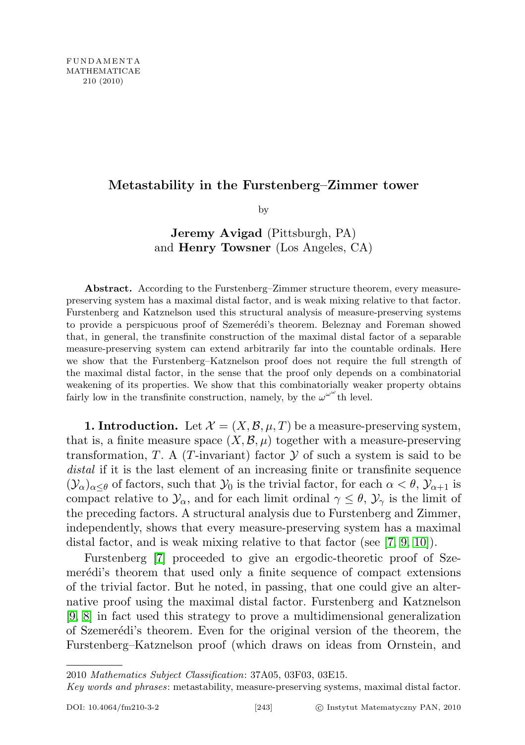FUNDAMENTA MATHEMATICAE 210 (2010)

# Metastability in the Furstenberg–Zimmer tower

by

**Jeremy Avigad** (Pittsburgh, PA) and **Henry Towsner** (Los Angeles, CA)

**Abstract.** According to the Furstenberg–Zimmer structure theorem, every measure-preserving system has a maximal distal factor, and is weak mixing relative to that factor. Furstenberg and Katznelson used this structural analysis of measure-preserving systems to provide a perspicuous proof of Szemerédi's theorem. Beleznay and Foreman showed that, in general, the transfinite construction of the maximal distal factor of a separable measure-preserving system can extend arbitrarily far into the countable ordinals. Here we show that the Furstenberg–Katznelson proof does not require the full strength of the maximal distal factor, in the sense that the proof only depends on a combinatorial weakening of its properties. We show that this combinatorially weaker property obtains fairly low in the transfinite construction, namely, by the $\omega^{\omega^\omega}$th level.

**1. Introduction.** Let $\mathcal{X} = (X, \mathcal{B}, \mu, T)$ be a measure-preserving system, that is, a finite measure space $(X, \mathcal{B}, \mu)$ together with a measure-preserving transformation, $T$. A ($T$-invariant) factor $\mathcal{Y}$ of such a system is said to be *distal* if it is the last element of an increasing finite or transfinite sequence $(\mathcal{Y}_\alpha)_{\alpha \leq \theta}$ of factors, such that $\mathcal{Y}_0$ is the trivial factor, for each $\alpha < \theta$, $\mathcal{Y}_{\alpha+1}$ is compact relative to $\mathcal{Y}_\alpha$, and for each limit ordinal $\gamma \leq \theta$, $\mathcal{Y}_\gamma$ is the limit of the preceding factors. A structural analysis due to Furstenberg and Zimmer, independently, shows that every measure-preserving system has a maximal distal factor, and is weak mixing relative to that factor (see [7, 9, 10]).

Furstenberg [7] proceeded to give an ergodic-theoretic proof of Szemerédi's theorem that used only a finite sequence of compact extensions of the trivial factor. But he noted, in passing, that one could give an alternative proof using the maximal distal factor. Furstenberg and Katznelson [9, 8] in fact used this strategy to prove a multidimensional generalization of Szemerédi's theorem. Even for the original version of the theorem, the Furstenberg–Katznelson proof (which draws on ideas from Ornstein, and

2010 *Mathematics Subject Classification*: 37A05, 03F03, 03E15.

*Key words and phrases*: metastability, measure-preserving systems, maximal distal factor.

DOI: 10.4064/fm210-3-2 © Instytut Matematyczny PAN, 2010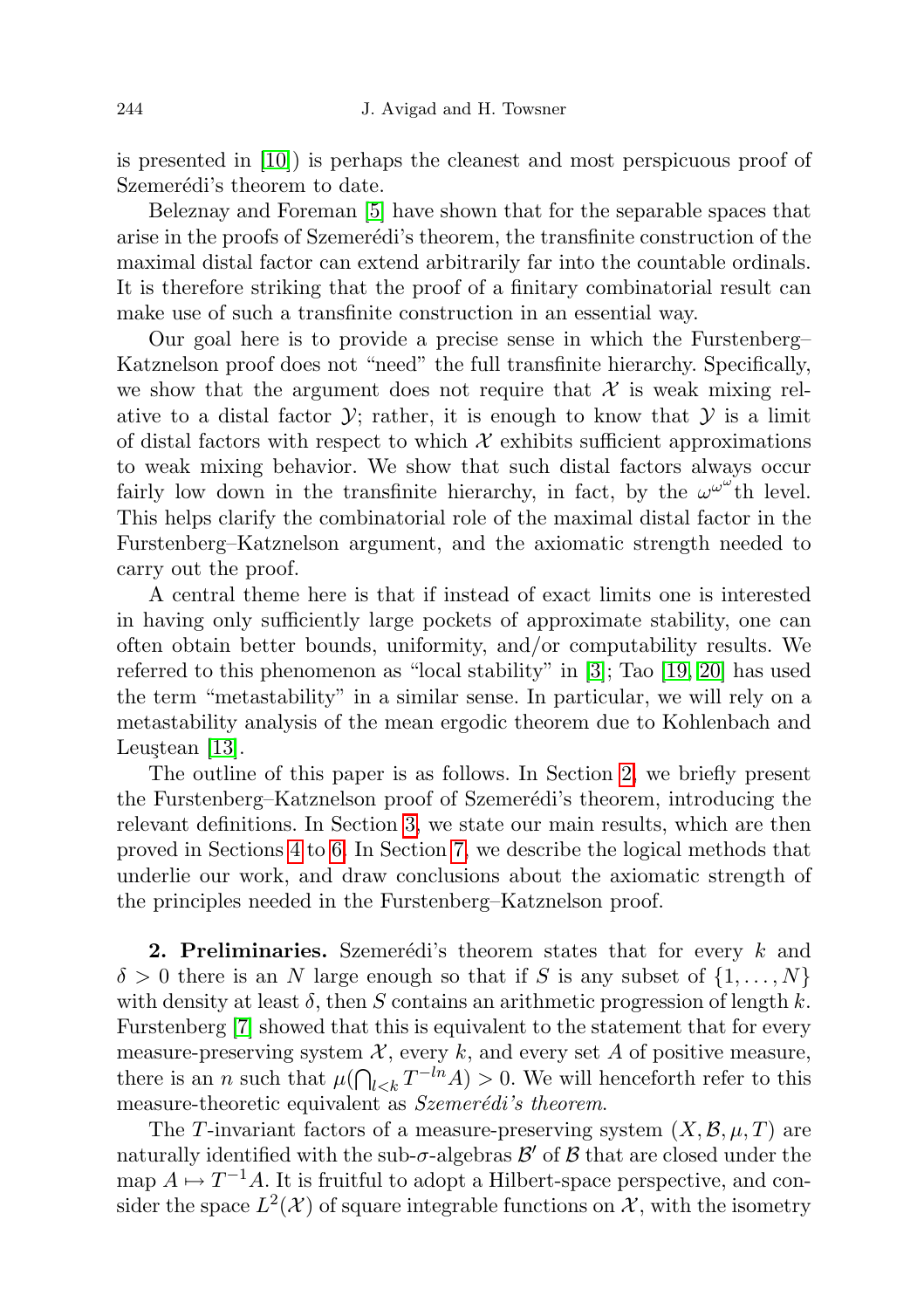is presented in [10]) is perhaps the cleanest and most perspicuous proof of Szemerédi's theorem to date.

Beleznay and Foreman [5] have shown that for the separable spaces that arise in the proofs of Szemerédi's theorem, the transfinite construction of the maximal distal factor can extend arbitrarily far into the countable ordinals. It is therefore striking that the proof of a finitary combinatorial result can make use of such a transfinite construction in an essential way.

Our goal here is to provide a precise sense in which the Furstenberg–Katznelson proof does not "need" the full transfinite hierarchy. Specifically, we show that the argument does not require that $\mathcal{X}$ is weak mixing relative to a distal factor $\mathcal{Y}$; rather, it is enough to know that $\mathcal{Y}$ is a limit of distal factors with respect to which $\mathcal{X}$ exhibits sufficient approximations to weak mixing behavior. We show that such distal factors always occur fairly low down in the transfinite hierarchy, in fact, by the $\omega^{\omega^\omega}$th level. This helps clarify the combinatorial role of the maximal distal factor in the Furstenberg–Katznelson argument, and the axiomatic strength needed to carry out the proof.

A central theme here is that if instead of exact limits one is interested in having only sufficiently large pockets of approximate stability, one can often obtain better bounds, uniformity, and/or computability results. We referred to this phenomenon as "local stability" in [3]; Tao [19, 20] has used the term "metastability" in a similar sense. In particular, we will rely on a metastability analysis of the mean ergodic theorem due to Kohlenbach and Leuştean [13].

The outline of this paper is as follows. In Section 2, we briefly present the Furstenberg–Katznelson proof of Szemerédi's theorem, introducing the relevant definitions. In Section 3, we state our main results, which are then proved in Sections 4 to 6. In Section 7, we describe the logical methods that underlie our work, and draw conclusions about the axiomatic strength of the principles needed in the Furstenberg–Katznelson proof.

**2. Preliminaries.** Szemerédi's theorem states that for every $k$ and $\delta > 0$ there is an $N$ large enough so that if $S$ is any subset of $\{1, \ldots, N\}$ with density at least $\delta$, then $S$ contains an arithmetic progression of length $k$. Furstenberg [7] showed that this is equivalent to the statement that for every measure-preserving system $\mathcal{X}$, every $k$, and every set $A$ of positive measure, there is an $n$ such that $\mu(\bigcap_{l<k} T^{-ln} A) > 0$. We will henceforth refer to this measure-theoretic equivalent as *Szemerédi's theorem*.

The $T$-invariant factors of a measure-preserving system $(X, \mathcal{B}, \mu, T)$ are naturally identified with the sub-$\sigma$-algebras $\mathcal{B}'$ of $\mathcal{B}$ that are closed under the map $A \mapsto T^{-1}A$. It is fruitful to adopt a Hilbert-space perspective, and consider the space $L^2(\mathcal{X})$ of square integrable functions on $\mathcal{X}$, with the isometry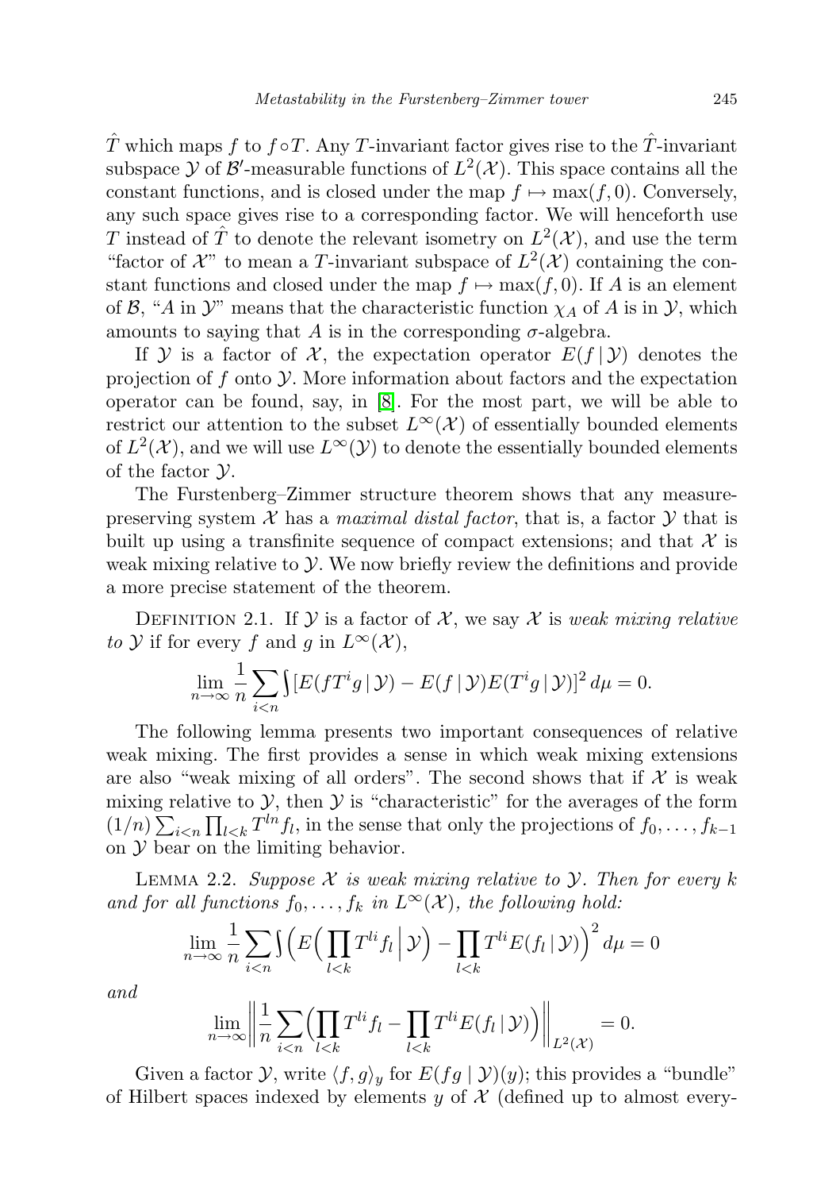$\hat{T}$ which maps $f$ to $f \circ T$. Any $T$-invariant factor gives rise to the $\hat{T}$-invariant subspace $\mathcal{Y}$ of $\mathcal{B}'$-measurable functions of $L^2(\mathcal{X})$. This space contains all the constant functions, and is closed under the map $f \mapsto \max(f, 0)$. Conversely, any such space gives rise to a corresponding factor. We will henceforth use $T$ instead of $\hat{T}$ to denote the relevant isometry on $L^2(\mathcal{X})$, and use the term "factor of $\mathcal{X}$" to mean a $T$-invariant subspace of $L^2(\mathcal{X})$ containing the constant functions and closed under the map $f \mapsto \max(f, 0)$. If $A$ is an element of $\mathcal{B}$, "$A$ in $\mathcal{Y}$" means that the characteristic function $\chi_A$ of $A$ is in $\mathcal{Y}$, which amounts to saying that $A$ is in the corresponding $\sigma$-algebra.

If $\mathcal{Y}$ is a factor of $\mathcal{X}$, the expectation operator $E(f \mid \mathcal{Y})$ denotes the projection of $f$ onto $\mathcal{Y}$. More information about factors and the expectation operator can be found, say, in [8]. For the most part, we will be able to restrict our attention to the subset $L^\infty(\mathcal{X})$ of essentially bounded elements of $L^2(\mathcal{X})$, and we will use $L^\infty(\mathcal{Y})$ to denote the essentially bounded elements of the factor $\mathcal{Y}$.

The Furstenberg–Zimmer structure theorem shows that any measure-preserving system $\mathcal{X}$ has a *maximal distal factor*, that is, a factor $\mathcal{Y}$ that is built up using a transfinite sequence of compact extensions; and that $\mathcal{X}$ is weak mixing relative to $\mathcal{Y}$. We now briefly review the definitions and provide a more precise statement of the theorem.

Definition 2.1. If $\mathcal{Y}$ is a factor of $\mathcal{X}$, we say $\mathcal{X}$ is *weak mixing relative to* $\mathcal{Y}$ if for every $f$ and $g$ in $L^\infty(\mathcal{X})$,

$$\lim_{n\to\infty} \frac{1}{n} \sum_{i<n} \int [E(fT^i g \mid \mathcal{Y}) - E(f \mid \mathcal{Y}) E(T^i g \mid \mathcal{Y})]^2 \, d\mu = 0.$$

The following lemma presents two important consequences of relative weak mixing. The first provides a sense in which weak mixing extensions are also "weak mixing of all orders". The second shows that if $\mathcal{X}$ is weak mixing relative to $\mathcal{Y}$, then $\mathcal{Y}$ is "characteristic" for the averages of the form $(1/n)\sum_{i<n} \prod_{l<k} T^{ln} f_l$, in the sense that only the projections of $f_0, \ldots, f_{k-1}$ on $\mathcal{Y}$ bear on the limiting behavior.

Lemma 2.2. *Suppose $\mathcal{X}$ is weak mixing relative to $\mathcal{Y}$. Then for every $k$ and for all functions $f_0, \ldots, f_k$ in $L^\infty(\mathcal{X})$, the following hold:*

$$\lim_{n\to\infty} \frac{1}{n} \sum_{i<n} \int \Big( E\Big( \prod_{l<k} T^{li} f_l \,\Big|\, \mathcal{Y} \Big) - \prod_{l<k} T^{li} E(f_l \mid \mathcal{Y}) \Big)^2 \, d\mu = 0$$

*and*

$$\lim_{n\to\infty} \Big\| \frac{1}{n} \sum_{i<n} \Big( \prod_{l<k} T^{li} f_l - \prod_{l<k} T^{li} E(f_l \mid \mathcal{Y}) \Big) \Big\|_{L^2(\mathcal{X})} = 0.$$

Given a factor $\mathcal{Y}$, write $\langle f, g \rangle_y$ for $E(fg \mid \mathcal{Y})(y)$; this provides a "bundle" of Hilbert spaces indexed by elements $y$ of $\mathcal{X}$ (defined up to almost every-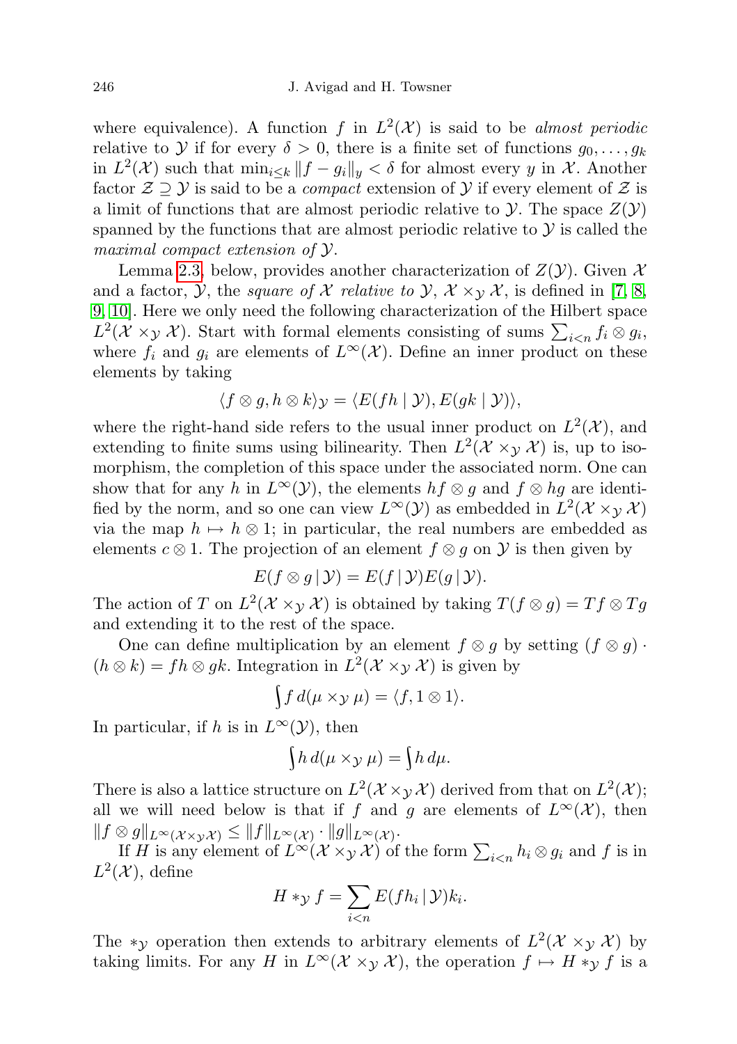where equivalence). A function $f$ in $L^2(\mathcal{X})$ is said to be *almost periodic* relative to $\mathcal{Y}$ if for every $\delta > 0$, there is a finite set of functions $g_0, \ldots, g_k$ in $L^2(\mathcal{X})$ such that $\min_{i \le k} \|f - g_i\|_y < \delta$ for almost every $y$ in $\mathcal{X}$. Another factor $\mathcal{Z} \supseteq \mathcal{Y}$ is said to be a *compact* extension of $\mathcal{Y}$ if every element of $\mathcal{Z}$ is a limit of functions that are almost periodic relative to $\mathcal{Y}$. The space $Z(\mathcal{Y})$ spanned by the functions that are almost periodic relative to $\mathcal{Y}$ is called the *maximal compact extension of* $\mathcal{Y}$.

Lemma 2.3, below, provides another characterization of $Z(\mathcal{Y})$. Given $\mathcal{X}$ and a factor, $\mathcal{Y}$, the *square of* $\mathcal{X}$ *relative to* $\mathcal{Y}$, $\mathcal{X} \times_{\mathcal{Y}} \mathcal{X}$, is defined in [7, 8, 9, 10]. Here we only need the following characterization of the Hilbert space $L^2(\mathcal{X} \times_{\mathcal{Y}} \mathcal{X})$. Start with formal elements consisting of sums $\sum_{i<n} f_i \otimes g_i$, where $f_i$ and $g_i$ are elements of $L^\infty(\mathcal{X})$. Define an inner product on these elements by taking

$$\langle f \otimes g, h \otimes k \rangle_{\mathcal{Y}} = \langle E(fh \mid \mathcal{Y}), E(gk \mid \mathcal{Y}) \rangle,$$

where the right-hand side refers to the usual inner product on $L^2(\mathcal{X})$, and extending to finite sums using bilinearity. Then $L^2(\mathcal{X} \times_{\mathcal{Y}} \mathcal{X})$ is, up to isomorphism, the completion of this space under the associated norm. One can show that for any $h$ in $L^\infty(\mathcal{Y})$, the elements $hf \otimes g$ and $f \otimes hg$ are identified by the norm, and so one can view $L^\infty(\mathcal{Y})$ as embedded in $L^2(\mathcal{X} \times_{\mathcal{Y}} \mathcal{X})$ via the map $h \mapsto h \otimes 1$; in particular, the real numbers are embedded as elements $c \otimes 1$. The projection of an element $f \otimes g$ on $\mathcal{Y}$ is then given by

$$E(f \otimes g \mid \mathcal{Y}) = E(f \mid \mathcal{Y}) E(g \mid \mathcal{Y}).$$

The action of $T$ on $L^2(\mathcal{X} \times_{\mathcal{Y}} \mathcal{X})$ is obtained by taking $T(f \otimes g) = Tf \otimes Tg$ and extending it to the rest of the space.

One can define multiplication by an element $f \otimes g$ by setting $(f \otimes g) \cdot (h \otimes k) = fh \otimes gk$. Integration in $L^2(\mathcal{X} \times_{\mathcal{Y}} \mathcal{X})$ is given by

$$\int f \, d(\mu \times_{\mathcal{Y}} \mu) = \langle f, 1 \otimes 1 \rangle.$$

In particular, if $h$ is in $L^\infty(\mathcal{Y})$, then

$$\int h \, d(\mu \times_{\mathcal{Y}} \mu) = \int h \, d\mu.$$

There is also a lattice structure on $L^2(\mathcal{X} \times_{\mathcal{Y}} \mathcal{X})$ derived from that on $L^2(\mathcal{X})$; all we will need below is that if $f$ and $g$ are elements of $L^\infty(\mathcal{X})$, then $\|f \otimes g\|_{L^\infty(\mathcal{X} \times_{\mathcal{Y}} \mathcal{X})} \le \|f\|_{L^\infty(\mathcal{X})} \cdot \|g\|_{L^\infty(\mathcal{X})}$.

If $H$ is any element of $L^\infty(\mathcal{X} \times_{\mathcal{Y}} \mathcal{X})$ of the form $\sum_{i<n} h_i \otimes g_i$ and $f$ is in $L^2(\mathcal{X})$, define

$$H *_{\mathcal{Y}} f = \sum_{i<n} E(fh_i \mid \mathcal{Y}) k_i.$$

The $*_{\mathcal{Y}}$ operation then extends to arbitrary elements of $L^2(\mathcal{X} \times_{\mathcal{Y}} \mathcal{X})$ by taking limits. For any $H$ in $L^\infty(\mathcal{X} \times_{\mathcal{Y}} \mathcal{X})$, the operation $f \mapsto H *_{\mathcal{Y}} f$ is a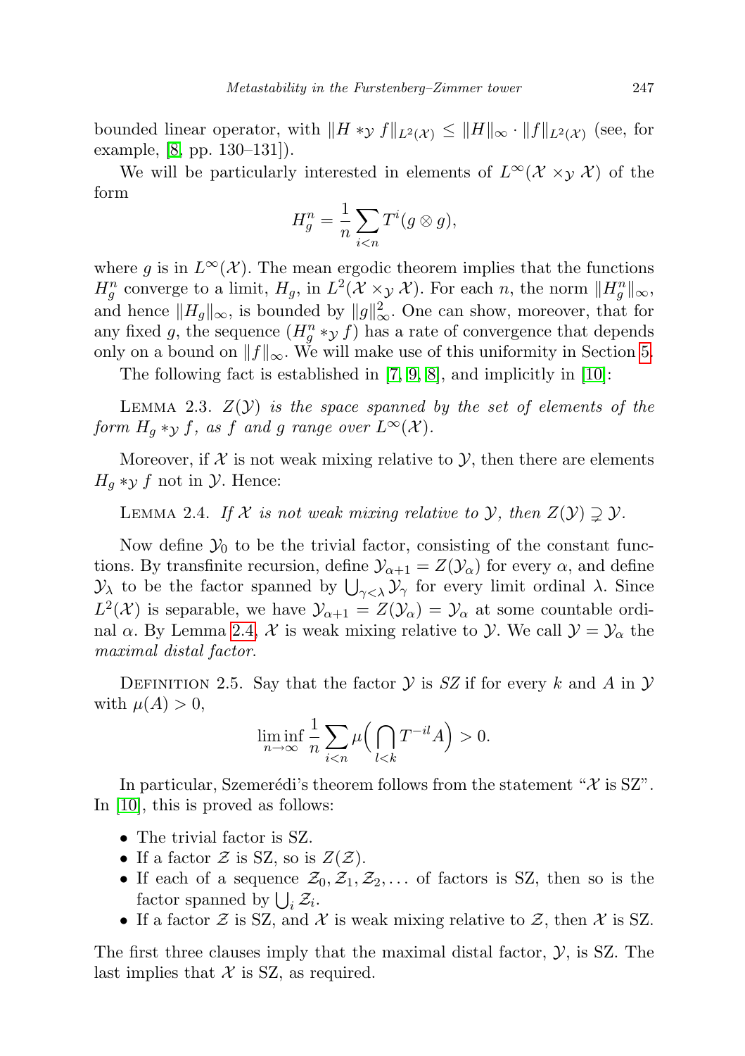bounded linear operator, with $\|H *_{\mathcal{Y}} f\|_{L^2(\mathcal{X})} \le \|H\|_\infty \cdot \|f\|_{L^2(\mathcal{X})}$ (see, for example, [8, pp. 130–131]).

We will be particularly interested in elements of $L^\infty(\mathcal{X} \times_{\mathcal{Y}} \mathcal{X})$ of the form

$$H_g^n = \frac{1}{n} \sum_{i<n} T^i (g \otimes g),$$

where $g$ is in $L^\infty(\mathcal{X})$. The mean ergodic theorem implies that the functions $H_g^n$ converge to a limit, $H_g$, in $L^2(\mathcal{X} \times_{\mathcal{Y}} \mathcal{X})$. For each $n$, the norm $\|H_g^n\|_\infty$, and hence $\|H_g\|_\infty$, is bounded by $\|g\|_\infty^2$. One can show, moreover, that for any fixed $g$, the sequence $(H_g^n *_{\mathcal{Y}} f)$ has a rate of convergence that depends only on a bound on $\|f\|_\infty$. We will make use of this uniformity in Section 5.

The following fact is established in [7, 9, 8], and implicitly in [10]:

Lemma 2.3. *$Z(\mathcal{Y})$ is the space spanned by the set of elements of the form $H_g *_{\mathcal{Y}} f$, as $f$ and $g$ range over $L^\infty(\mathcal{X})$.*

Moreover, if $\mathcal{X}$ is not weak mixing relative to $\mathcal{Y}$, then there are elements $H_g *_{\mathcal{Y}} f$ not in $\mathcal{Y}$. Hence:

Lemma 2.4. *If $\mathcal{X}$ is not weak mixing relative to $\mathcal{Y}$, then $Z(\mathcal{Y}) \supsetneq \mathcal{Y}$.*

Now define $\mathcal{Y}_0$ to be the trivial factor, consisting of the constant functions. By transfinite recursion, define $\mathcal{Y}_{\alpha+1} = Z(\mathcal{Y}_\alpha)$ for every $\alpha$, and define $\mathcal{Y}_\lambda$ to be the factor spanned by $\bigcup_{\gamma<\lambda} \mathcal{Y}_\gamma$ for every limit ordinal $\lambda$. Since $L^2(\mathcal{X})$ is separable, we have $\mathcal{Y}_{\alpha+1} = Z(\mathcal{Y}_\alpha) = \mathcal{Y}_\alpha$ at some countable ordinal $\alpha$. By Lemma 2.4, $\mathcal{X}$ is weak mixing relative to $\mathcal{Y}$. We call $\mathcal{Y} = \mathcal{Y}_\alpha$ the *maximal distal factor*.

Definition 2.5. Say that the factor $\mathcal{Y}$ is *SZ* if for every $k$ and $A$ in $\mathcal{Y}$ with $\mu(A) > 0$,

$$\liminf_{n\to\infty} \frac{1}{n} \sum_{i<n} \mu\Big( \bigcap_{l<k} T^{-il} A \Big) > 0.$$

In particular, Szemerédi's theorem follows from the statement "$\mathcal{X}$ is SZ". In [10], this is proved as follows:

- The trivial factor is SZ.
- If a factor $\mathcal{Z}$ is SZ, so is $Z(\mathcal{Z})$.
- If each of a sequence $\mathcal{Z}_0, \mathcal{Z}_1, \mathcal{Z}_2, \ldots$ of factors is SZ, then so is the factor spanned by $\bigcup_i \mathcal{Z}_i$.
- If a factor $\mathcal{Z}$ is SZ, and $\mathcal{X}$ is weak mixing relative to $\mathcal{Z}$, then $\mathcal{X}$ is SZ.

The first three clauses imply that the maximal distal factor, $\mathcal{Y}$, is SZ. The last implies that $\mathcal{X}$ is SZ, as required.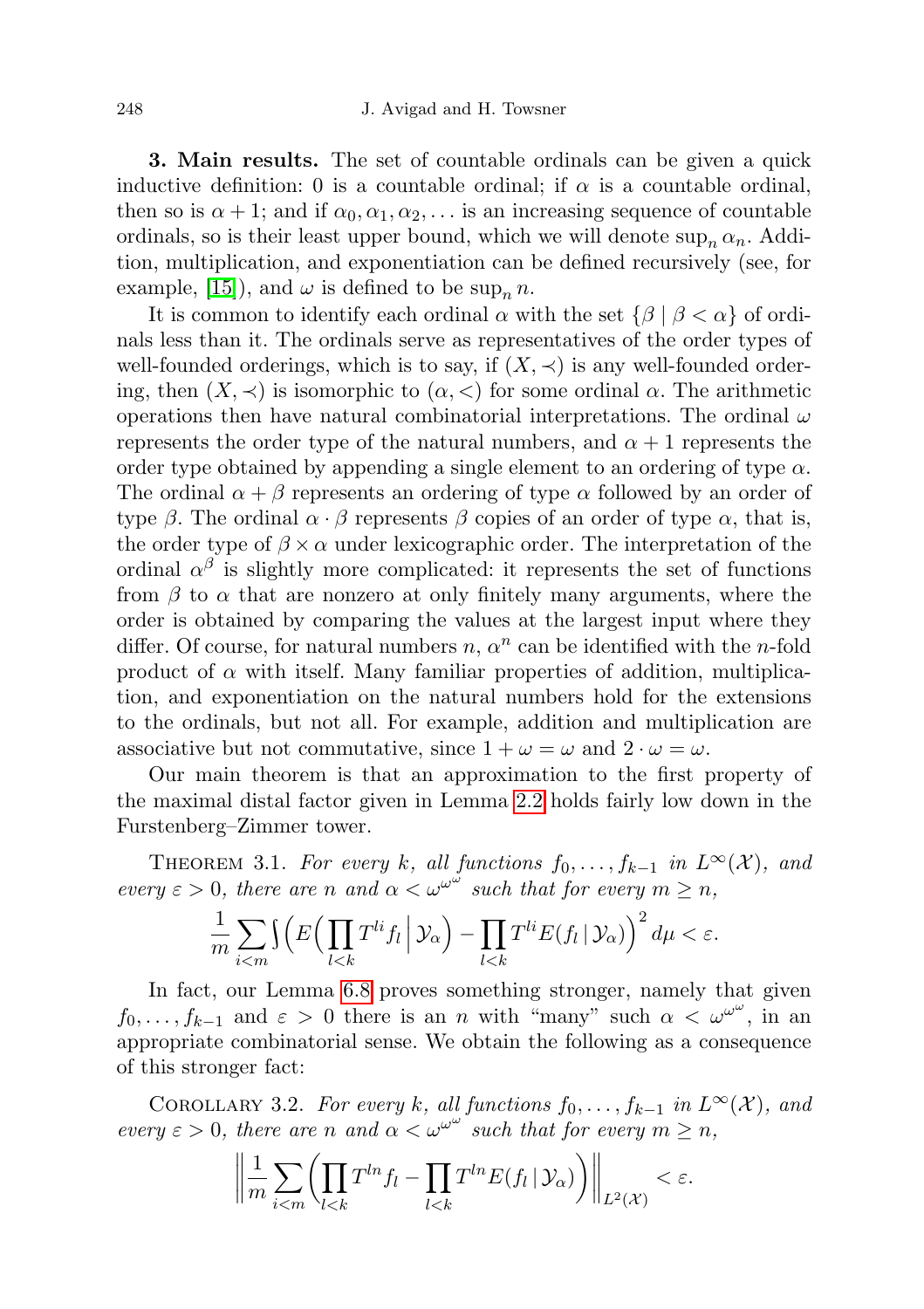**3. Main results.** The set of countable ordinals can be given a quick inductive definition: 0 is a countable ordinal; if $\alpha$ is a countable ordinal, then so is $\alpha + 1$; and if $\alpha_0, \alpha_1, \alpha_2, \dots$ is an increasing sequence of countable ordinals, so is their least upper bound, which we will denote $\sup_n \alpha_n$. Addition, multiplication, and exponentiation can be defined recursively (see, for example, [15]), and $\omega$ is defined to be $\sup_n n$.

It is common to identify each ordinal $\alpha$ with the set $\{\beta \mid \beta < \alpha\}$ of ordinals less than it. The ordinals serve as representatives of the order types of well-founded orderings, which is to say, if $(X, \prec)$ is any well-founded ordering, then $(X, \prec)$ is isomorphic to $(\alpha, <)$ for some ordinal $\alpha$. The arithmetic operations then have natural combinatorial interpretations. The ordinal $\omega$ represents the order type of the natural numbers, and $\alpha + 1$ represents the order type obtained by appending a single element to an ordering of type $\alpha$. The ordinal $\alpha + \beta$ represents an ordering of type $\alpha$ followed by an order of type $\beta$. The ordinal $\alpha \cdot \beta$ represents $\beta$ copies of an order of type $\alpha$, that is, the order type of $\beta \times \alpha$ under lexicographic order. The interpretation of the ordinal $\alpha^\beta$ is slightly more complicated: it represents the set of functions from $\beta$ to $\alpha$ that are nonzero at only finitely many arguments, where the order is obtained by comparing the values at the largest input where they differ. Of course, for natural numbers $n$, $\alpha^n$ can be identified with the $n$-fold product of $\alpha$ with itself. Many familiar properties of addition, multiplication, and exponentiation on the natural numbers hold for the extensions to the ordinals, but not all. For example, addition and multiplication are associative but not commutative, since $1 + \omega = \omega$ and $2 \cdot \omega = \omega$.

Our main theorem is that an approximation to the first property of the maximal distal factor given in Lemma 2.2 holds fairly low down in the Furstenberg–Zimmer tower.

THEOREM 3.1. *For every $k$, all functions $f_0, \dots, f_{k-1}$ in $L^\infty(\mathcal{X})$, and every $\varepsilon > 0$, there are $n$ and $\alpha < \omega^{\omega^\omega}$ such that for every $m \geq n$,*

$$\frac{1}{m} \sum_{i<m} \int \Big( E\Big( \prod_{l<k} T^{li} f_l \,\Big|\, \mathcal{Y}_\alpha \Big) - \prod_{l<k} T^{li} E(f_l \,|\, \mathcal{Y}_\alpha) \Big)^2 \, d\mu < \varepsilon.$$

In fact, our Lemma 6.8 proves something stronger, namely that given $f_0, \dots, f_{k-1}$ and $\varepsilon > 0$ there is an $n$ with "many" such $\alpha < \omega^{\omega^\omega}$, in an appropriate combinatorial sense. We obtain the following as a consequence of this stronger fact:

COROLLARY 3.2. *For every $k$, all functions $f_0, \dots, f_{k-1}$ in $L^\infty(\mathcal{X})$, and every $\varepsilon > 0$, there are $n$ and $\alpha < \omega^{\omega^\omega}$ such that for every $m \geq n$,*

$$\Big\| \frac{1}{m} \sum_{i<m} \Big( \prod_{l<k} T^{ln} f_l - \prod_{l<k} T^{ln} E(f_l \,|\, \mathcal{Y}_\alpha) \Big) \Big\|_{L^2(\mathcal{X})} < \varepsilon.$$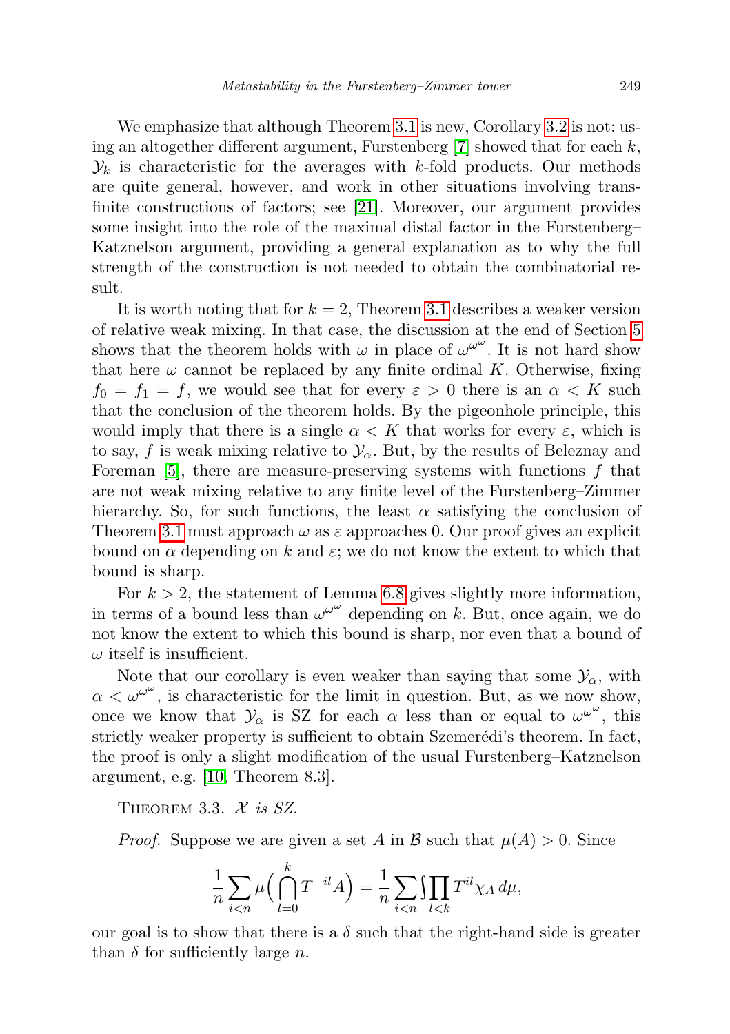We emphasize that although Theorem 3.1 is new, Corollary 3.2 is not: using an altogether different argument, Furstenberg [7] showed that for each $k$, $\mathcal{Y}_k$ is characteristic for the averages with $k$-fold products. Our methods are quite general, however, and work in other situations involving transfinite constructions of factors; see [21]. Moreover, our argument provides some insight into the role of the maximal distal factor in the Furstenberg–Katznelson argument, providing a general explanation as to why the full strength of the construction is not needed to obtain the combinatorial result.

It is worth noting that for $k = 2$, Theorem 3.1 describes a weaker version of relative weak mixing. In that case, the discussion at the end of Section 5 shows that the theorem holds with $\omega$ in place of $\omega^{\omega^\omega}$. It is not hard show that here $\omega$ cannot be replaced by any finite ordinal $K$. Otherwise, fixing $f_0 = f_1 = f$, we would see that for every $\varepsilon > 0$ there is an $\alpha < K$ such that the conclusion of the theorem holds. By the pigeonhole principle, this would imply that there is a single $\alpha < K$ that works for every $\varepsilon$, which is to say, $f$ is weak mixing relative to $\mathcal{Y}_\alpha$. But, by the results of Beleznay and Foreman [5], there are measure-preserving systems with functions $f$ that are not weak mixing relative to any finite level of the Furstenberg–Zimmer hierarchy. So, for such functions, the least $\alpha$ satisfying the conclusion of Theorem 3.1 must approach $\omega$ as $\varepsilon$ approaches 0. Our proof gives an explicit bound on $\alpha$ depending on $k$ and $\varepsilon$; we do not know the extent to which that bound is sharp.

For $k > 2$, the statement of Lemma 6.8 gives slightly more information, in terms of a bound less than $\omega^{\omega^\omega}$ depending on $k$. But, once again, we do not know the extent to which this bound is sharp, nor even that a bound of $\omega$ itself is insufficient.

Note that our corollary is even weaker than saying that some $\mathcal{Y}_\alpha$, with $\alpha < \omega^{\omega^\omega}$, is characteristic for the limit in question. But, as we now show, once we know that $\mathcal{Y}_\alpha$ is SZ for each $\alpha$ less than or equal to $\omega^{\omega^\omega}$, this strictly weaker property is sufficient to obtain Szemerédi's theorem. In fact, the proof is only a slight modification of the usual Furstenberg–Katznelson argument, e.g. [10, Theorem 8.3].

Theorem 3.3. *$\mathcal{X}$ is SZ.*

*Proof.* Suppose we are given a set $A$ in $\mathcal{B}$ such that $\mu(A) > 0$. Since

$$\frac{1}{n}\sum_{i<n}\mu\Big(\bigcap_{l=0}^{k}T^{-il}A\Big) = \frac{1}{n}\sum_{i<n}\int\prod_{l<k}T^{il}\chi_A\,d\mu,$$

our goal is to show that there is a $\delta$ such that the right-hand side is greater than $\delta$ for sufficiently large $n$.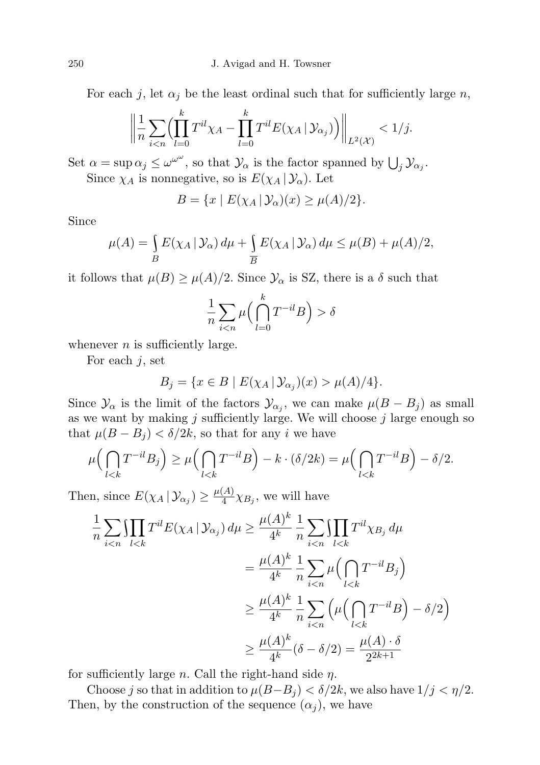For each $j$, let $\alpha_j$ be the least ordinal such that for sufficiently large $n$,

$$\left\| \frac{1}{n} \sum_{i<n} \Big( \prod_{l=0}^{k} T^{il} \chi_A - \prod_{l=0}^{k} T^{il} E(\chi_A \,|\, \mathcal{Y}_{\alpha_j}) \Big) \right\|_{L^2(\mathcal{X})} < 1/j.$$

Set $\alpha = \sup \alpha_j \leq \omega^{\omega^\omega}$, so that $\mathcal{Y}_\alpha$ is the factor spanned by $\bigcup_j \mathcal{Y}_{\alpha_j}$.

Since $\chi_A$ is nonnegative, so is $E(\chi_A \,|\, \mathcal{Y}_\alpha)$. Let

$$B = \{x \mid E(\chi_A \,|\, \mathcal{Y}_\alpha)(x) \geq \mu(A)/2\}.$$

Since

$$\mu(A) = \int_B E(\chi_A \,|\, \mathcal{Y}_\alpha)\, d\mu + \int_{\overline{B}} E(\chi_A \,|\, \mathcal{Y}_\alpha)\, d\mu \leq \mu(B) + \mu(A)/2,$$

it follows that $\mu(B) \geq \mu(A)/2$. Since $\mathcal{Y}_\alpha$ is SZ, there is a $\delta$ such that

$$\frac{1}{n} \sum_{i<n} \mu\Big( \bigcap_{l=0}^{k} T^{-il} B \Big) > \delta$$

whenever $n$ is sufficiently large.

For each $j$, set

$$B_j = \{x \in B \mid E(\chi_A \,|\, \mathcal{Y}_{\alpha_j})(x) > \mu(A)/4\}.$$

Since $\mathcal{Y}_\alpha$ is the limit of the factors $\mathcal{Y}_{\alpha_j}$, we can make $\mu(B - B_j)$ as small as we want by making $j$ sufficiently large. We will choose $j$ large enough so that $\mu(B - B_j) < \delta/2k$, so that for any $i$ we have

$$\mu\Big( \bigcap_{l<k} T^{-il} B_j \Big) \geq \mu\Big( \bigcap_{l<k} T^{-il} B \Big) - k \cdot (\delta/2k) = \mu\Big( \bigcap_{l<k} T^{-il} B \Big) - \delta/2.$$

Then, since $E(\chi_A \,|\, \mathcal{Y}_{\alpha_j}) \geq \frac{\mu(A)}{4} \chi_{B_j}$, we will have

$$\begin{aligned}
\frac{1}{n} \sum_{i<n} \int \prod_{l<k} T^{il} E(\chi_A \,|\, \mathcal{Y}_{\alpha_j})\, d\mu &\geq \frac{\mu(A)^k}{4^k} \, \frac{1}{n} \sum_{i<n} \int \prod_{l<k} T^{il} \chi_{B_j}\, d\mu \\
&= \frac{\mu(A)^k}{4^k} \, \frac{1}{n} \sum_{i<n} \mu\Big( \bigcap_{l<k} T^{-il} B_j \Big) \\
&\geq \frac{\mu(A)^k}{4^k} \, \frac{1}{n} \sum_{i<n} \Big( \mu\Big( \bigcap_{l<k} T^{-il} B \Big) - \delta/2 \Big) \\
&\geq \frac{\mu(A)^k}{4^k} (\delta - \delta/2) = \frac{\mu(A) \cdot \delta}{2^{2k+1}}
\end{aligned}$$

for sufficiently large $n$. Call the right-hand side $\eta$.

Choose $j$ so that in addition to $\mu(B - B_j) < \delta/2k$, we also have $1/j < \eta/2$. Then, by the construction of the sequence $(\alpha_j)$, we have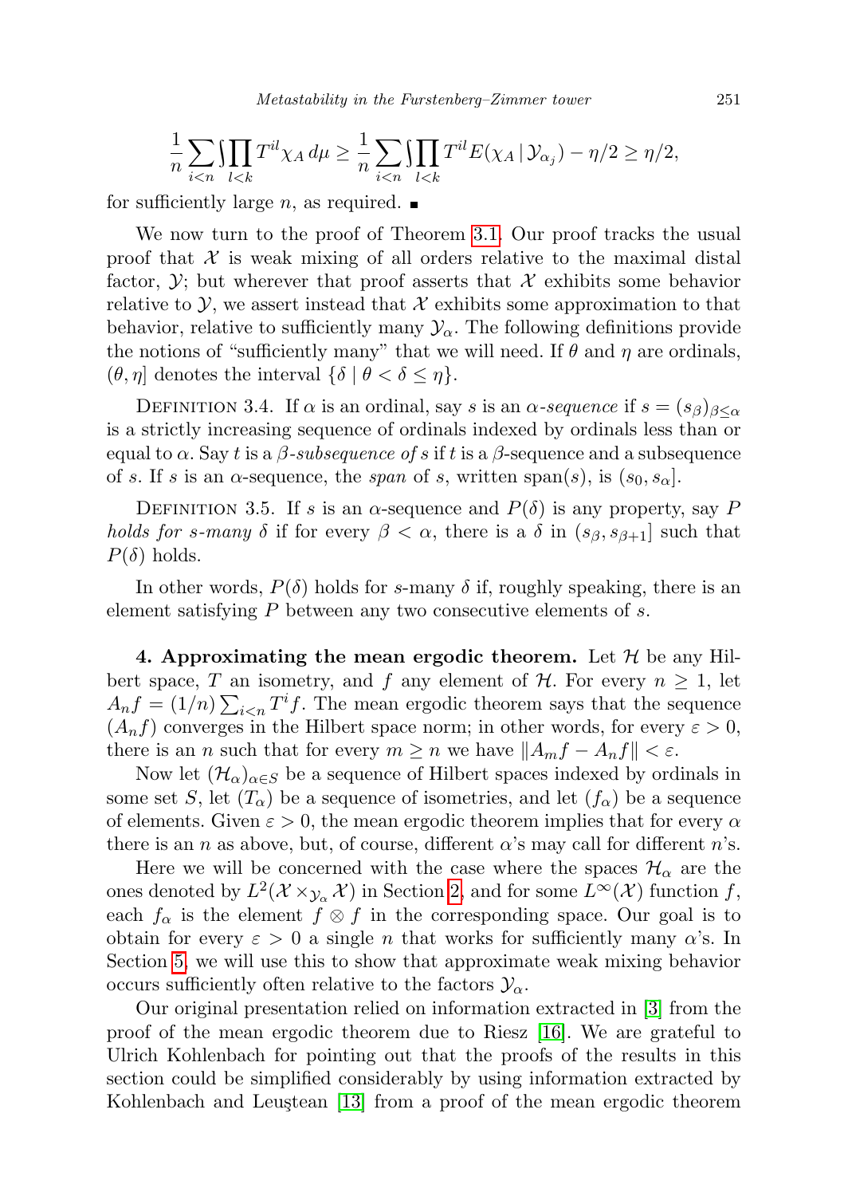$$\frac{1}{n}\sum_{i<n}\int\prod_{l<k} T^{il}\chi_A\,d\mu \geq \frac{1}{n}\sum_{i<n}\int\prod_{l<k} T^{il}E(\chi_A\,|\,\mathcal{Y}_{\alpha_j}) - \eta/2 \geq \eta/2,$$

for sufficiently large $n$, as required. ∎

We now turn to the proof of Theorem 3.1. Our proof tracks the usual proof that $\mathcal{X}$ is weak mixing of all orders relative to the maximal distal factor, $\mathcal{Y}$; but wherever that proof asserts that $\mathcal{X}$ exhibits some behavior relative to $\mathcal{Y}$, we assert instead that $\mathcal{X}$ exhibits some approximation to that behavior, relative to sufficiently many $\mathcal{Y}_\alpha$. The following definitions provide the notions of "sufficiently many" that we will need. If $\theta$ and $\eta$ are ordinals, $(\theta,\eta]$ denotes the interval $\{\delta \mid \theta < \delta \leq \eta\}$.

Definition 3.4. If $\alpha$ is an ordinal, say $s$ is an *$\alpha$-sequence* if $s = (s_\beta)_{\beta\leq\alpha}$ is a strictly increasing sequence of ordinals indexed by ordinals less than or equal to $\alpha$. Say $t$ is a *$\beta$-subsequence of $s$* if $t$ is a $\beta$-sequence and a subsequence of $s$. If $s$ is an $\alpha$-sequence, the *span* of $s$, written $\mathrm{span}(s)$, is $(s_0, s_\alpha]$.

Definition 3.5. If $s$ is an $\alpha$-sequence and $P(\delta)$ is any property, say $P$ *holds for $s$-many $\delta$* if for every $\beta < \alpha$, there is a $\delta$ in $(s_\beta, s_{\beta+1}]$ such that $P(\delta)$ holds.

In other words, $P(\delta)$ holds for $s$-many $\delta$ if, roughly speaking, there is an element satisfying $P$ between any two consecutive elements of $s$.

## 4. Approximating the mean ergodic theorem.

Let $\mathcal{H}$ be any Hilbert space, $T$ an isometry, and $f$ any element of $\mathcal{H}$. For every $n \geq 1$, let $A_n f = (1/n)\sum_{i<n} T^i f$. The mean ergodic theorem says that the sequence $(A_n f)$ converges in the Hilbert space norm; in other words, for every $\varepsilon > 0$, there is an $n$ such that for every $m \geq n$ we have $\|A_m f - A_n f\| < \varepsilon$.

Now let $(\mathcal{H}_\alpha)_{\alpha\in S}$ be a sequence of Hilbert spaces indexed by ordinals in some set $S$, let $(T_\alpha)$ be a sequence of isometries, and let $(f_\alpha)$ be a sequence of elements. Given $\varepsilon > 0$, the mean ergodic theorem implies that for every $\alpha$ there is an $n$ as above, but, of course, different $\alpha$'s may call for different $n$'s.

Here we will be concerned with the case where the spaces $\mathcal{H}_\alpha$ are the ones denoted by $L^2(\mathcal{X}\times_{\mathcal{Y}_\alpha}\mathcal{X})$ in Section 2, and for some $L^\infty(\mathcal{X})$ function $f$, each $f_\alpha$ is the element $f\otimes f$ in the corresponding space. Our goal is to obtain for every $\varepsilon > 0$ a single $n$ that works for sufficiently many $\alpha$'s. In Section 5, we will use this to show that approximate weak mixing behavior occurs sufficiently often relative to the factors $\mathcal{Y}_\alpha$.

Our original presentation relied on information extracted in [3] from the proof of the mean ergodic theorem due to Riesz [16]. We are grateful to Ulrich Kohlenbach for pointing out that the proofs of the results in this section could be simplified considerably by using information extracted by Kohlenbach and Leuştean [13] from a proof of the mean ergodic theorem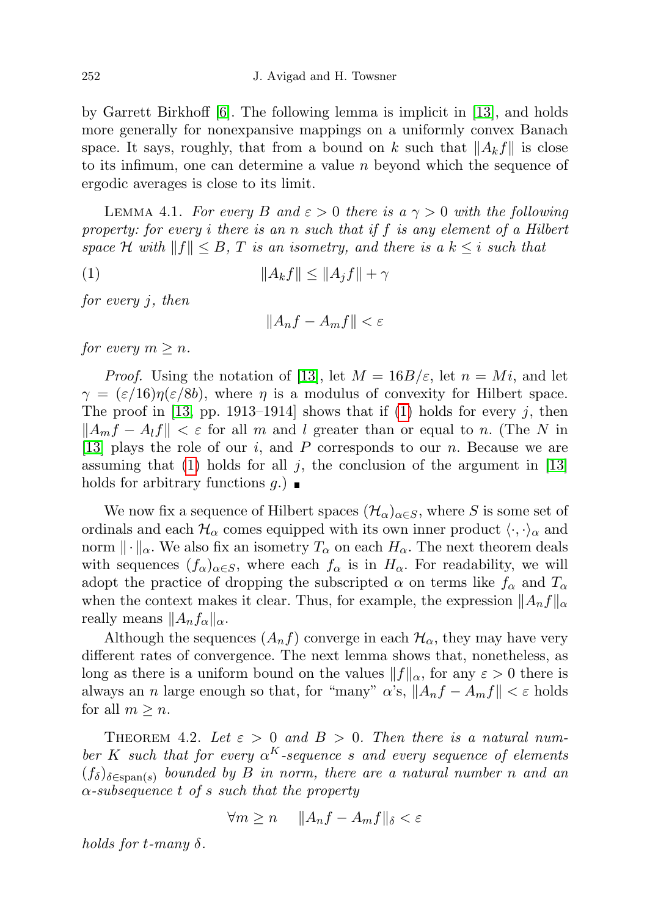by Garrett Birkhoff [6]. The following lemma is implicit in [13], and holds more generally for nonexpansive mappings on a uniformly convex Banach space. It says, roughly, that from a bound on $k$ such that $\|A_k f\|$ is close to its infimum, one can determine a value $n$ beyond which the sequence of ergodic averages is close to its limit.

Lemma 4.1. *For every $B$ and $\varepsilon > 0$ there is a $\gamma > 0$ with the following property: for every $i$ there is an $n$ such that if $f$ is any element of a Hilbert space $\mathcal{H}$ with $\|f\| \leq B$, $T$ is an isometry, and there is a $k \leq i$ such that*

$$\|A_k f\| \leq \|A_j f\| + \gamma \tag{1}$$

*for every $j$, then*

$$\|A_n f - A_m f\| < \varepsilon$$

*for every $m \geq n$.*

*Proof.* Using the notation of [13], let $M = 16B/\varepsilon$, let $n = Mi$, and let $\gamma = (\varepsilon/16)\eta(\varepsilon/8b)$, where $\eta$ is a modulus of convexity for Hilbert space. The proof in [13, pp. 1913–1914] shows that if (1) holds for every $j$, then $\|A_m f - A_l f\| < \varepsilon$ for all $m$ and $l$ greater than or equal to $n$. (The $N$ in [13] plays the role of our $i$, and $P$ corresponds to our $n$. Because we are assuming that (1) holds for all $j$, the conclusion of the argument in [13] holds for arbitrary functions $g$.) ∎

We now fix a sequence of Hilbert spaces $(\mathcal{H}_\alpha)_{\alpha\in S}$, where $S$ is some set of ordinals and each $\mathcal{H}_\alpha$ comes equipped with its own inner product $\langle\cdot,\cdot\rangle_\alpha$ and norm $\|\cdot\|_\alpha$. We also fix an isometry $T_\alpha$ on each $H_\alpha$. The next theorem deals with sequences $(f_\alpha)_{\alpha\in S}$, where each $f_\alpha$ is in $H_\alpha$. For readability, we will adopt the practice of dropping the subscripted $\alpha$ on terms like $f_\alpha$ and $T_\alpha$ when the context makes it clear. Thus, for example, the expression $\|A_n f\|_\alpha$ really means $\|A_n f_\alpha\|_\alpha$.

Although the sequences $(A_n f)$ converge in each $\mathcal{H}_\alpha$, they may have very different rates of convergence. The next lemma shows that, nonetheless, as long as there is a uniform bound on the values $\|f\|_\alpha$, for any $\varepsilon > 0$ there is always an $n$ large enough so that, for "many" $\alpha$'s, $\|A_n f - A_m f\| < \varepsilon$ holds for all $m \geq n$.

Theorem 4.2. *Let $\varepsilon > 0$ and $B > 0$. Then there is a natural number $K$ such that for every $\alpha^K$-sequence $s$ and every sequence of elements $(f_\delta)_{\delta\in\mathrm{span}(s)}$ bounded by $B$ in norm, there are a natural number $n$ and an $\alpha$-subsequence $t$ of $s$ such that the property*

$$\forall m \geq n \quad \|A_n f - A_m f\|_\delta < \varepsilon$$

*holds for $t$-many $\delta$.*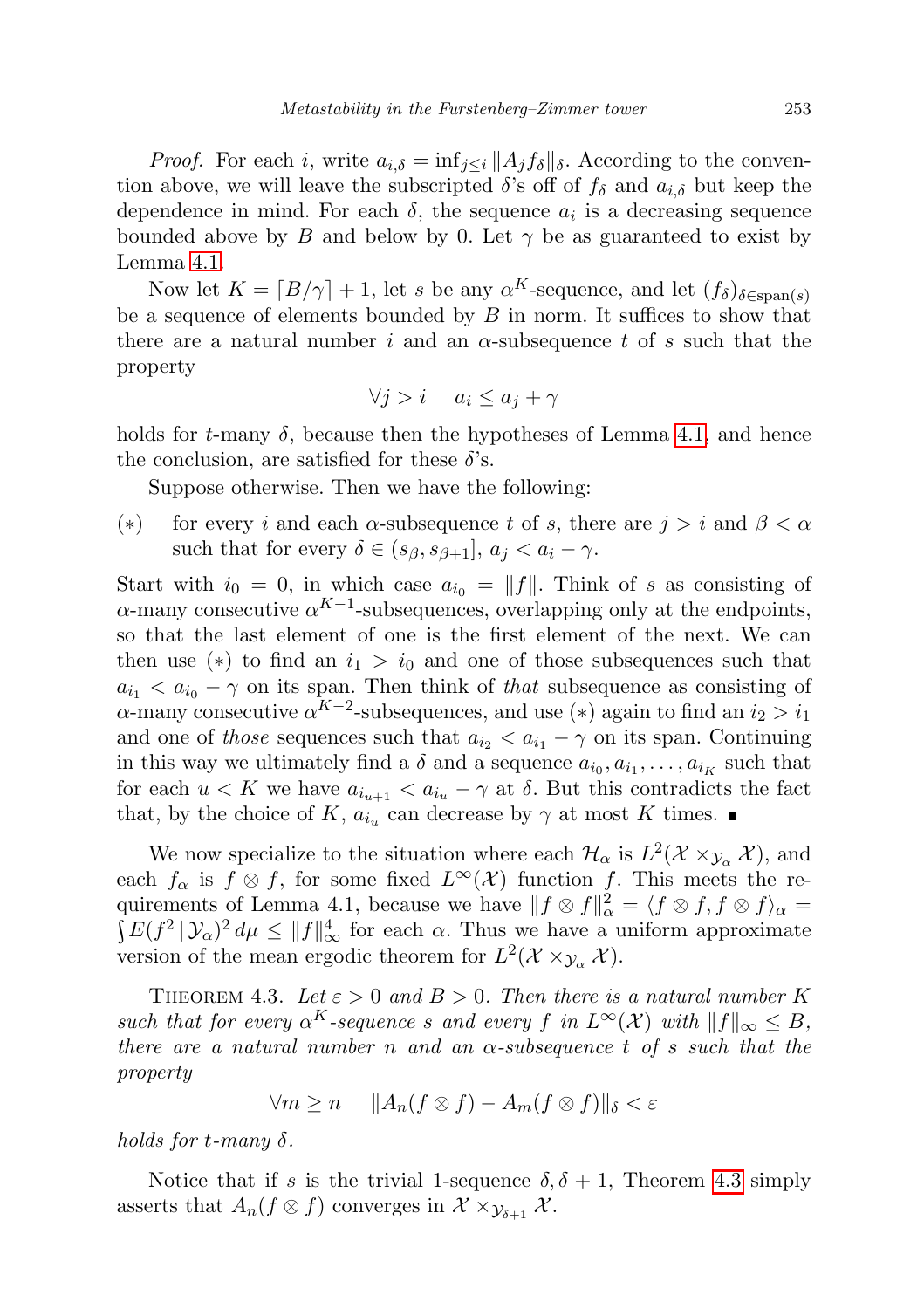*Proof.* For each $i$, write $a_{i,\delta} = \inf_{j \le i} \|A_j f_\delta\|_\delta$. According to the convention above, we will leave the subscripted $\delta$'s off of $f_\delta$ and $a_{i,\delta}$ but keep the dependence in mind. For each $\delta$, the sequence $a_i$ is a decreasing sequence bounded above by $B$ and below by 0. Let $\gamma$ be as guaranteed to exist by Lemma 4.1.

Now let $K = \lceil B/\gamma \rceil + 1$, let $s$ be any $\alpha^K$-sequence, and let $(f_\delta)_{\delta \in \mathrm{span}(s)}$ be a sequence of elements bounded by $B$ in norm. It suffices to show that there are a natural number $i$ and an $\alpha$-subsequence $t$ of $s$ such that the property

$$\forall j > i \quad a_i \le a_j + \gamma$$

holds for $t$-many $\delta$, because then the hypotheses of Lemma 4.1, and hence the conclusion, are satisfied for these $\delta$'s.

Suppose otherwise. Then we have the following:

(∗) for every $i$ and each $\alpha$-subsequence $t$ of $s$, there are $j > i$ and $\beta < \alpha$ such that for every $\delta \in (s_\beta, s_{\beta+1}]$, $a_j < a_i - \gamma$.

Start with $i_0 = 0$, in which case $a_{i_0} = \|f\|$. Think of $s$ as consisting of $\alpha$-many consecutive $\alpha^{K-1}$-subsequences, overlapping only at the endpoints, so that the last element of one is the first element of the next. We can then use (∗) to find an $i_1 > i_0$ and one of those subsequences such that $a_{i_1} < a_{i_0} - \gamma$ on its span. Then think of *that* subsequence as consisting of $\alpha$-many consecutive $\alpha^{K-2}$-subsequences, and use (∗) again to find an $i_2 > i_1$ and one of *those* sequences such that $a_{i_2} < a_{i_1} - \gamma$ on its span. Continuing in this way we ultimately find a $\delta$ and a sequence $a_{i_0}, a_{i_1}, \ldots, a_{i_K}$ such that for each $u < K$ we have $a_{i_{u+1}} < a_{i_u} - \gamma$ at $\delta$. But this contradicts the fact that, by the choice of $K$, $a_{i_u}$ can decrease by $\gamma$ at most $K$ times. ∎

We now specialize to the situation where each $\mathcal{H}_\alpha$ is $L^2(\mathcal{X} \times_{\mathcal{Y}_\alpha} \mathcal{X})$, and each $f_\alpha$ is $f \otimes f$, for some fixed $L^\infty(\mathcal{X})$ function $f$. This meets the requirements of Lemma 4.1, because we have $\|f \otimes f\|_\alpha^2 = \langle f \otimes f, f \otimes f \rangle_\alpha = \int E(f^2 \mid \mathcal{Y}_\alpha)^2 \, d\mu \le \|f\|_\infty^4$ for each $\alpha$. Thus we have a uniform approximate version of the mean ergodic theorem for $L^2(\mathcal{X} \times_{\mathcal{Y}_\alpha} \mathcal{X})$.

Theorem 4.3. *Let $\varepsilon > 0$ and $B > 0$. Then there is a natural number $K$ such that for every $\alpha^K$-sequence $s$ and every $f$ in $L^\infty(\mathcal{X})$ with $\|f\|_\infty \le B$, there are a natural number $n$ and an $\alpha$-subsequence $t$ of $s$ such that the property*

$$\forall m \ge n \quad \|A_n(f \otimes f) - A_m(f \otimes f)\|_\delta < \varepsilon$$

*holds for $t$-many $\delta$.*

Notice that if $s$ is the trivial 1-sequence $\delta, \delta + 1$, Theorem 4.3 simply asserts that $A_n(f \otimes f)$ converges in $\mathcal{X} \times_{\mathcal{Y}_{\delta+1}} \mathcal{X}$.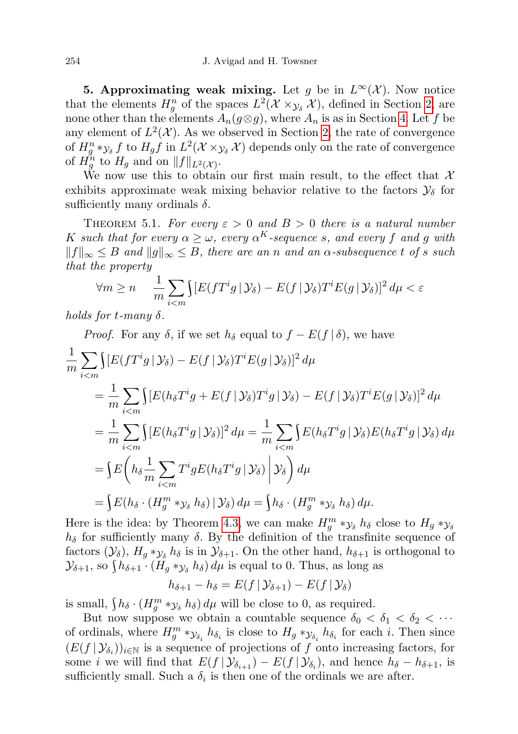**5. Approximating weak mixing.** Let $g$ be in $L^\infty(\mathcal{X})$. Now notice that the elements $H_g^n$ of the spaces $L^2(\mathcal{X} \times_{\mathcal{Y}_\delta} \mathcal{X})$, defined in Section 2, are none other than the elements $A_n(g \otimes g)$, where $A_n$ is as in Section 4. Let $f$ be any element of $L^2(\mathcal{X})$. As we observed in Section 2, the rate of convergence of $H_g^n *_{\mathcal{Y}_\delta} f$ to $H_g f$ in $L^2(\mathcal{X} \times_{\mathcal{Y}_\delta} \mathcal{X})$ depends only on the rate of convergence of $H_g^n$ to $H_g$ and on $\|f\|_{L^2(\mathcal{X})}$.

We now use this to obtain our first main result, to the effect that $\mathcal{X}$ exhibits approximate weak mixing behavior relative to the factors $\mathcal{Y}_\delta$ for sufficiently many ordinals $\delta$.

THEOREM 5.1. *For every $\varepsilon > 0$ and $B > 0$ there is a natural number $K$ such that for every $\alpha \geq \omega$, every $\alpha^K$-sequence $s$, and every $f$ and $g$ with $\|f\|_\infty \leq B$ and $\|g\|_\infty \leq B$, there are an $n$ and an $\alpha$-subsequence $t$ of $s$ such that the property*

$$\forall m \geq n \quad \frac{1}{m}\sum_{i<m} \int [E(fT^i g \,|\, \mathcal{Y}_\delta) - E(f \,|\, \mathcal{Y}_\delta)T^i E(g \,|\, \mathcal{Y}_\delta)]^2 \, d\mu < \varepsilon$$

*holds for $t$-many $\delta$.*

*Proof.* For any $\delta$, if we set $h_\delta$ equal to $f - E(f \,|\, \delta)$, we have

$$\begin{aligned}
\frac{1}{m}\sum_{i<m} &\int [E(fT^i g \,|\, \mathcal{Y}_\delta) - E(f \,|\, \mathcal{Y}_\delta)T^i E(g \,|\, \mathcal{Y}_\delta)]^2 \, d\mu \\
&= \frac{1}{m}\sum_{i<m} \int [E(h_\delta T^i g + E(f \,|\, \mathcal{Y}_\delta)T^i g \,|\, \mathcal{Y}_\delta) - E(f \,|\, \mathcal{Y}_\delta)T^i E(g \,|\, \mathcal{Y}_\delta)]^2 \, d\mu \\
&= \frac{1}{m}\sum_{i<m} \int [E(h_\delta T^i g \,|\, \mathcal{Y}_\delta)]^2 \, d\mu = \frac{1}{m}\sum_{i<m} \int E(h_\delta T^i g \,|\, \mathcal{Y}_\delta) E(h_\delta T^i g \,|\, \mathcal{Y}_\delta) \, d\mu \\
&= \int E\bigg( h_\delta \frac{1}{m}\sum_{i<m} T^i g E(h_\delta T^i g \,|\, \mathcal{Y}_\delta) \,\bigg|\, \mathcal{Y}_\delta \bigg) \, d\mu \\
&= \int E(h_\delta \cdot (H_g^m *_{\mathcal{Y}_\delta} h_\delta) \,|\, \mathcal{Y}_\delta) \, d\mu = \int h_\delta \cdot (H_g^m *_{\mathcal{Y}_\delta} h_\delta) \, d\mu.
\end{aligned}$$

Here is the idea: by Theorem 4.3, we can make $H_g^m *_{\mathcal{Y}_\delta} h_\delta$ close to $H_g *_{\mathcal{Y}_\delta} h_\delta$ for sufficiently many $\delta$. By the definition of the transfinite sequence of factors $(\mathcal{Y}_\delta)$, $H_g *_{\mathcal{Y}_\delta} h_\delta$ is in $\mathcal{Y}_{\delta+1}$. On the other hand, $h_{\delta+1}$ is orthogonal to $\mathcal{Y}_{\delta+1}$, so $\int h_{\delta+1} \cdot (H_g *_{\mathcal{Y}_\delta} h_\delta) \, d\mu$ is equal to 0. Thus, as long as

$$h_{\delta+1} - h_\delta = E(f \,|\, \mathcal{Y}_{\delta+1}) - E(f \,|\, \mathcal{Y}_\delta)$$

is small, $\int h_\delta \cdot (H_g^m *_{\mathcal{Y}_\delta} h_\delta) \, d\mu$ will be close to 0, as required.

But now suppose we obtain a countable sequence $\delta_0 < \delta_1 < \delta_2 < \cdots$ of ordinals, where $H_g^m *_{\mathcal{Y}_{\delta_i}} h_{\delta_i}$ is close to $H_g *_{\mathcal{Y}_{\delta_i}} h_{\delta_i}$ for each $i$. Then since $(E(f \,|\, \mathcal{Y}_{\delta_i}))_{i \in \mathbb{N}}$ is a sequence of projections of $f$ onto increasing factors, for some $i$ we will find that $E(f \,|\, \mathcal{Y}_{\delta_{i+1}}) - E(f \,|\, \mathcal{Y}_{\delta_i})$, and hence $h_\delta - h_{\delta+1}$, is sufficiently small. Such a $\delta_i$ is then one of the ordinals we are after.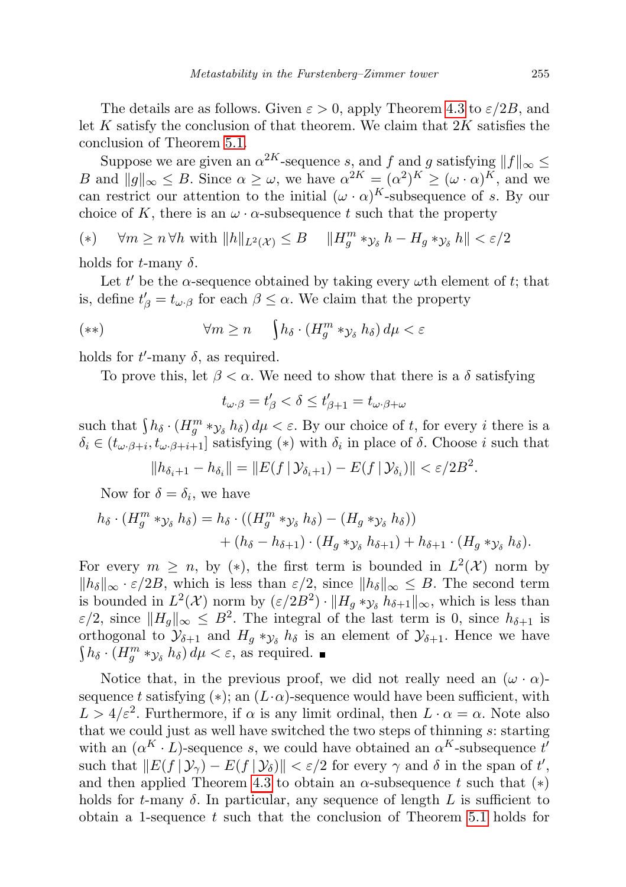The details are as follows. Given $\varepsilon > 0$, apply Theorem 4.3 to $\varepsilon/2B$, and let $K$ satisfy the conclusion of that theorem. We claim that $2K$ satisfies the conclusion of Theorem 5.1.

Suppose we are given an $\alpha^{2K}$-sequence $s$, and $f$ and $g$ satisfying $\|f\|_\infty \leq B$ and $\|g\|_\infty \leq B$. Since $\alpha \geq \omega$, we have $\alpha^{2K} = (\alpha^2)^K \geq (\omega \cdot \alpha)^K$, and we can restrict our attention to the initial $(\omega \cdot \alpha)^K$-subsequence of $s$. By our choice of $K$, there is an $\omega \cdot \alpha$-subsequence $t$ such that the property

$$(*) \quad \forall m \geq n \, \forall h \text{ with } \|h\|_{L^2(\mathcal{X})} \leq B \quad \|H_g^m *_{\mathcal{Y}_\delta} h - H_g *_{\mathcal{Y}_\delta} h\| < \varepsilon/2$$

holds for $t$-many $\delta$.

Let $t'$ be the $\alpha$-sequence obtained by taking every $\omega$th element of $t$; that is, define $t'_\beta = t_{\omega \cdot \beta}$ for each $\beta \leq \alpha$. We claim that the property

$$(**) \qquad \forall m \geq n \quad \int h_\delta \cdot (H_g^m *_{\mathcal{Y}_\delta} h_\delta)\, d\mu < \varepsilon$$

holds for $t'$-many $\delta$, as required.

To prove this, let $\beta < \alpha$. We need to show that there is a $\delta$ satisfying

$$t_{\omega \cdot \beta} = t'_\beta < \delta \leq t'_{\beta+1} = t_{\omega \cdot \beta + \omega}$$

such that $\int h_\delta \cdot (H_g^m *_{\mathcal{Y}_\delta} h_\delta)\, d\mu < \varepsilon$. By our choice of $t$, for every $i$ there is a $\delta_i \in (t_{\omega \cdot \beta + i}, t_{\omega \cdot \beta + i + 1}]$ satisfying $(*)$ with $\delta_i$ in place of $\delta$. Choose $i$ such that

$$\|h_{\delta_i + 1} - h_{\delta_i}\| = \|E(f \mid \mathcal{Y}_{\delta_i + 1}) - E(f \mid \mathcal{Y}_{\delta_i})\| < \varepsilon/2B^2.$$

Now for $\delta = \delta_i$, we have

$$\begin{aligned} h_\delta \cdot (H_g^m *_{\mathcal{Y}_\delta} h_\delta) = h_\delta \cdot ((H_g^m *_{\mathcal{Y}_\delta} h_\delta) - (H_g *_{\mathcal{Y}_\delta} h_\delta)) \\ + (h_\delta - h_{\delta+1}) \cdot (H_g *_{\mathcal{Y}_\delta} h_{\delta+1}) + h_{\delta+1} \cdot (H_g *_{\mathcal{Y}_\delta} h_\delta). \end{aligned}$$

For every $m \geq n$, by $(*)$, the first term is bounded in $L^2(\mathcal{X})$ norm by $\|h_\delta\|_\infty \cdot \varepsilon/2B$, which is less than $\varepsilon/2$, since $\|h_\delta\|_\infty \leq B$. The second term is bounded in $L^2(\mathcal{X})$ norm by $(\varepsilon/2B^2) \cdot \|H_g *_{\mathcal{Y}_\delta} h_{\delta+1}\|_\infty$, which is less than $\varepsilon/2$, since $\|H_g\|_\infty \leq B^2$. The integral of the last term is 0, since $h_{\delta+1}$ is orthogonal to $\mathcal{Y}_{\delta+1}$ and $H_g *_{\mathcal{Y}_\delta} h_\delta$ is an element of $\mathcal{Y}_{\delta+1}$. Hence we have $\int h_\delta \cdot (H_g^m *_{\mathcal{Y}_\delta} h_\delta)\, d\mu < \varepsilon$, as required. ∎

Notice that, in the previous proof, we did not really need an $(\omega \cdot \alpha)$-sequence $t$ satisfying $(*)$; an $(L \cdot \alpha)$-sequence would have been sufficient, with $L > 4/\varepsilon^2$. Furthermore, if $\alpha$ is any limit ordinal, then $L \cdot \alpha = \alpha$. Note also that we could just as well have switched the two steps of thinning $s$: starting with an $(\alpha^K \cdot L)$-sequence $s$, we could have obtained an $\alpha^K$-subsequence $t'$ such that $\|E(f \mid \mathcal{Y}_\gamma) - E(f \mid \mathcal{Y}_\delta)\| < \varepsilon/2$ for every $\gamma$ and $\delta$ in the span of $t'$, and then applied Theorem 4.3 to obtain an $\alpha$-subsequence $t$ such that $(*)$ holds for $t$-many $\delta$. In particular, any sequence of length $L$ is sufficient to obtain a 1-sequence $t$ such that the conclusion of Theorem 5.1 holds for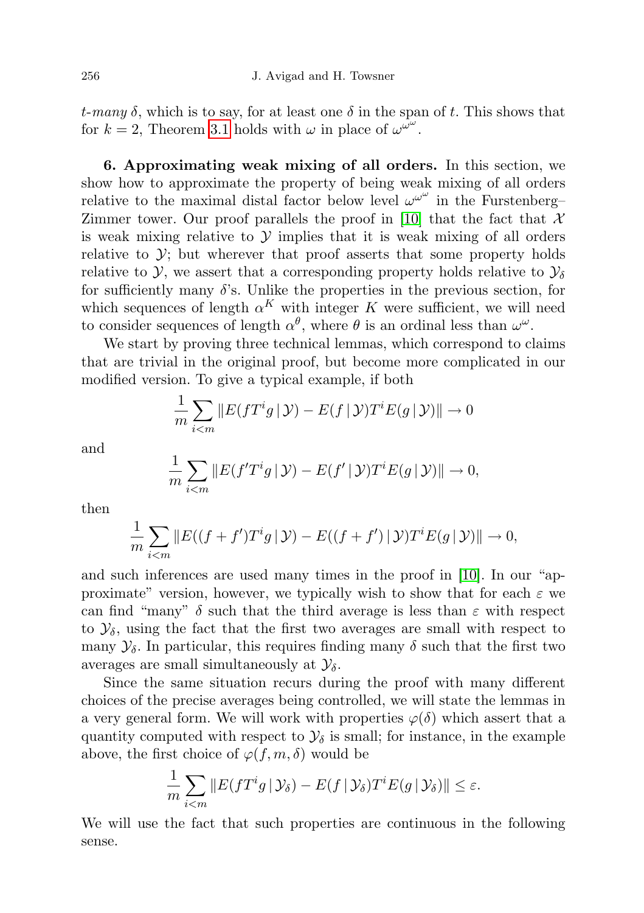$t$*-many* $\delta$, which is to say, for at least one $\delta$ in the span of $t$. This shows that for $k = 2$, Theorem 3.1 holds with $\omega$ in place of $\omega^{\omega^\omega}$.

**6. Approximating weak mixing of all orders.** In this section, we show how to approximate the property of being weak mixing of all orders relative to the maximal distal factor below level $\omega^{\omega^\omega}$ in the Furstenberg–Zimmer tower. Our proof parallels the proof in [10] that the fact that $\mathcal{X}$ is weak mixing relative to $\mathcal{Y}$ implies that it is weak mixing of all orders relative to $\mathcal{Y}$; but wherever that proof asserts that some property holds relative to $\mathcal{Y}$, we assert that a corresponding property holds relative to $\mathcal{Y}_\delta$ for sufficiently many $\delta$'s. Unlike the properties in the previous section, for which sequences of length $\alpha^K$ with integer $K$ were sufficient, we will need to consider sequences of length $\alpha^\theta$, where $\theta$ is an ordinal less than $\omega^\omega$.

We start by proving three technical lemmas, which correspond to claims that are trivial in the original proof, but become more complicated in our modified version. To give a typical example, if both

$$\frac{1}{m}\sum_{i<m} \|E(fT^i g \,|\, \mathcal{Y}) - E(f \,|\, \mathcal{Y})T^i E(g \,|\, \mathcal{Y})\| \to 0$$

and

$$\frac{1}{m}\sum_{i<m} \|E(f'T^i g \,|\, \mathcal{Y}) - E(f' \,|\, \mathcal{Y})T^i E(g \,|\, \mathcal{Y})\| \to 0,$$

then

$$\frac{1}{m}\sum_{i<m} \|E((f+f')T^i g \,|\, \mathcal{Y}) - E((f+f') \,|\, \mathcal{Y})T^i E(g \,|\, \mathcal{Y})\| \to 0,$$

and such inferences are used many times in the proof in [10]. In our "approximate" version, however, we typically wish to show that for each $\varepsilon$ we can find "many" $\delta$ such that the third average is less than $\varepsilon$ with respect to $\mathcal{Y}_\delta$, using the fact that the first two averages are small with respect to many $\mathcal{Y}_\delta$. In particular, this requires finding many $\delta$ such that the first two averages are small simultaneously at $\mathcal{Y}_\delta$.

Since the same situation recurs during the proof with many different choices of the precise averages being controlled, we will state the lemmas in a very general form. We will work with properties $\varphi(\delta)$ which assert that a quantity computed with respect to $\mathcal{Y}_\delta$ is small; for instance, in the example above, the first choice of $\varphi(f, m, \delta)$ would be

$$\frac{1}{m}\sum_{i<m} \|E(fT^i g \,|\, \mathcal{Y}_\delta) - E(f \,|\, \mathcal{Y}_\delta)T^i E(g \,|\, \mathcal{Y}_\delta)\| \leq \varepsilon.$$

We will use the fact that such properties are continuous in the following sense.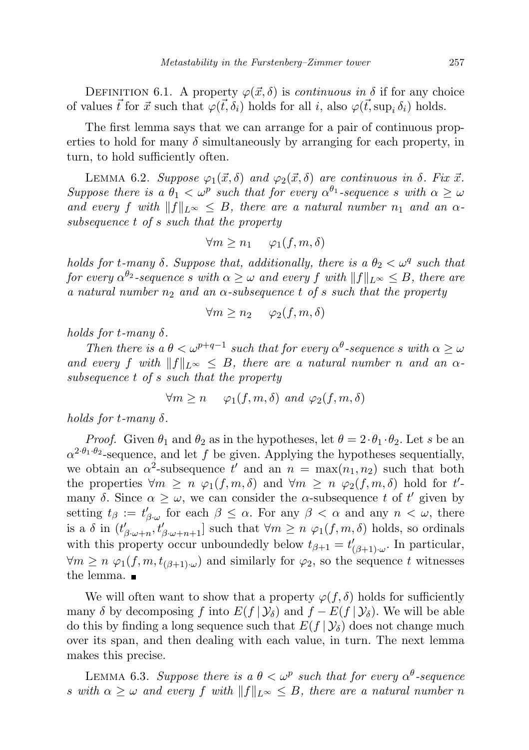Definition 6.1. A property $\varphi(\vec{x}, \delta)$ is *continuous in $\delta$* if for any choice of values $\vec{t}$ for $\vec{x}$ such that $\varphi(\vec{t}, \delta_i)$ holds for all $i$, also $\varphi(\vec{t}, \sup_i \delta_i)$ holds.

The first lemma says that we can arrange for a pair of continuous properties to hold for many $\delta$ simultaneously by arranging for each property, in turn, to hold sufficiently often.

Lemma 6.2. *Suppose $\varphi_1(\vec{x}, \delta)$ and $\varphi_2(\vec{x}, \delta)$ are continuous in $\delta$. Fix $\vec{x}$. Suppose there is a $\theta_1 < \omega^p$ such that for every $\alpha^{\theta_1}$-sequence $s$ with $\alpha \geq \omega$ and every $f$ with $\|f\|_{L^\infty} \leq B$, there are a natural number $n_1$ and an $\alpha$-subsequence $t$ of $s$ such that the property*

$$\forall m \geq n_1 \quad \varphi_1(f, m, \delta)$$

*holds for $t$-many $\delta$. Suppose that, additionally, there is a $\theta_2 < \omega^q$ such that for every $\alpha^{\theta_2}$-sequence $s$ with $\alpha \geq \omega$ and every $f$ with $\|f\|_{L^\infty} \leq B$, there are a natural number $n_2$ and an $\alpha$-subsequence $t$ of $s$ such that the property*

$$\forall m \geq n_2 \quad \varphi_2(f, m, \delta)$$

*holds for $t$-many $\delta$.*

*Then there is a $\theta < \omega^{p+q-1}$ such that for every $\alpha^\theta$-sequence $s$ with $\alpha \geq \omega$ and every $f$ with $\|f\|_{L^\infty} \leq B$, there are a natural number $n$ and an $\alpha$-subsequence $t$ of $s$ such that the property*

$$\forall m \geq n \quad \varphi_1(f, m, \delta) \text{ and } \varphi_2(f, m, \delta)$$

*holds for $t$-many $\delta$.*

*Proof.* Given $\theta_1$ and $\theta_2$ as in the hypotheses, let $\theta = 2 \cdot \theta_1 \cdot \theta_2$. Let $s$ be an $\alpha^{2 \cdot \theta_1 \cdot \theta_2}$-sequence, and let $f$ be given. Applying the hypotheses sequentially, we obtain an $\alpha^2$-subsequence $t'$ and an $n = \max(n_1, n_2)$ such that both the properties $\forall m \geq n \ \varphi_1(f, m, \delta)$ and $\forall m \geq n \ \varphi_2(f, m, \delta)$ hold for $t'$-many $\delta$. Since $\alpha \geq \omega$, we can consider the $\alpha$-subsequence $t$ of $t'$ given by setting $t_\beta := t'_{\beta \cdot \omega}$ for each $\beta \leq \alpha$. For any $\beta < \alpha$ and any $n < \omega$, there is a $\delta$ in $(t'_{\beta \cdot \omega + n}, t'_{\beta \cdot \omega + n + 1}]$ such that $\forall m \geq n \ \varphi_1(f, m, \delta)$ holds, so ordinals with this property occur unboundedly below $t_{\beta+1} = t'_{(\beta+1) \cdot \omega}$. In particular, $\forall m \geq n \ \varphi_1(f, m, t_{(\beta+1) \cdot \omega})$ and similarly for $\varphi_2$, so the sequence $t$ witnesses the lemma. ∎

We will often want to show that a property $\varphi(f, \delta)$ holds for sufficiently many $\delta$ by decomposing $f$ into $E(f \mid \mathcal{Y}_\delta)$ and $f - E(f \mid \mathcal{Y}_\delta)$. We will be able do this by finding a long sequence such that $E(f \mid \mathcal{Y}_\delta)$ does not change much over its span, and then dealing with each value, in turn. The next lemma makes this precise.

Lemma 6.3. *Suppose there is a $\theta < \omega^p$ such that for every $\alpha^\theta$-sequence $s$ with $\alpha \geq \omega$ and every $f$ with $\|f\|_{L^\infty} \leq B$, there are a natural number $n$*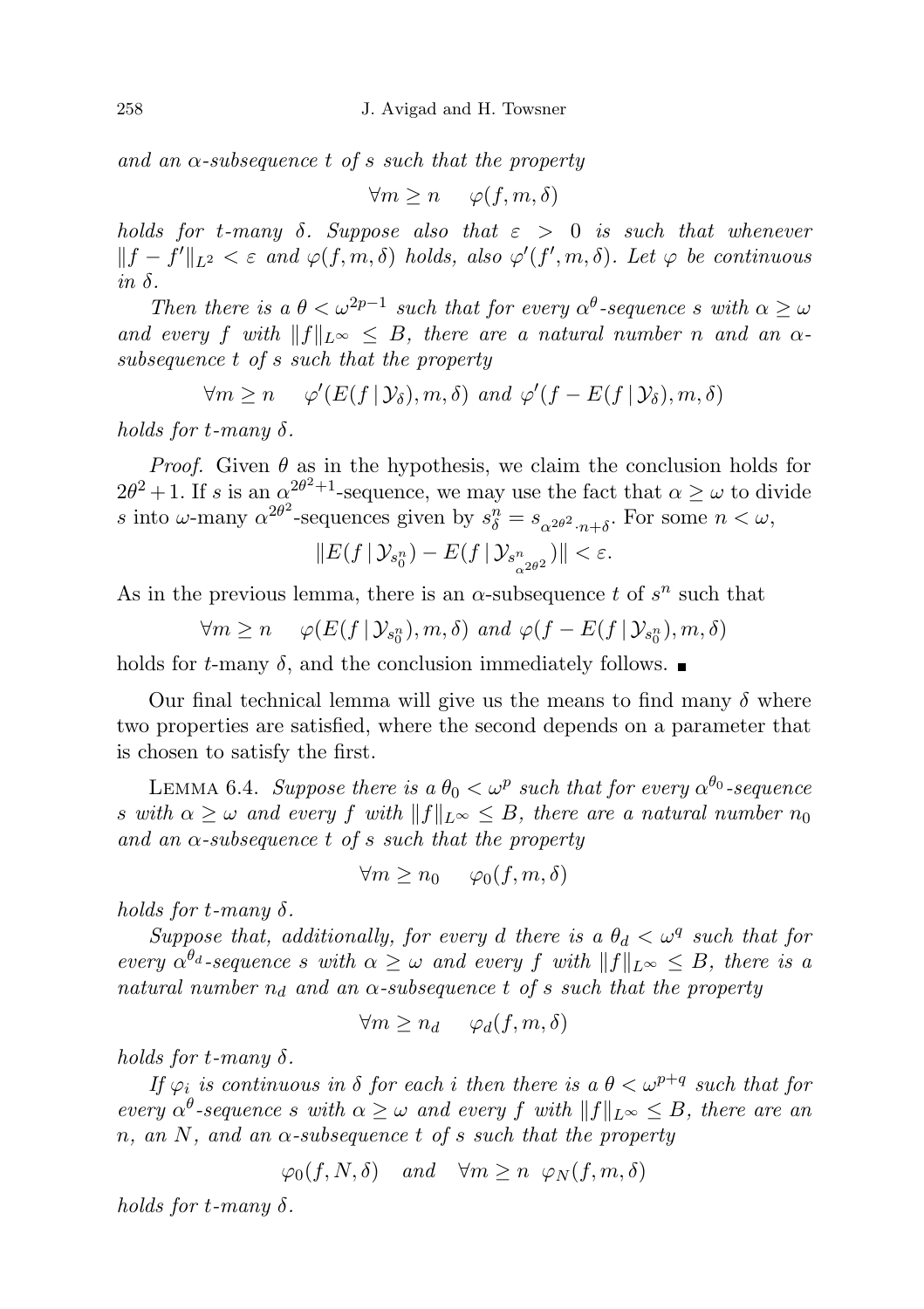*and an $\alpha$-subsequence $t$ of $s$ such that the property*

$$\forall m \geq n \quad \varphi(f, m, \delta)$$

*holds for $t$-many $\delta$. Suppose also that $\varepsilon > 0$ is such that whenever $\|f - f'\|_{L^2} < \varepsilon$ and $\varphi(f, m, \delta)$ holds, also $\varphi'(f', m, \delta)$. Let $\varphi$ be continuous in $\delta$.*

*Then there is a $\theta < \omega^{2p-1}$ such that for every $\alpha^\theta$-sequence $s$ with $\alpha \geq \omega$ and every $f$ with $\|f\|_{L^\infty} \leq B$, there are a natural number $n$ and an $\alpha$-subsequence $t$ of $s$ such that the property*

$$\forall m \geq n \quad \varphi'(E(f \mid \mathcal{Y}_\delta), m, \delta) \text{ and } \varphi'(f - E(f \mid \mathcal{Y}_\delta), m, \delta)$$

*holds for $t$-many $\delta$.*

*Proof.* Given $\theta$ as in the hypothesis, we claim the conclusion holds for $2\theta^2 + 1$. If $s$ is an $\alpha^{2\theta^2+1}$-sequence, we may use the fact that $\alpha \geq \omega$ to divide $s$ into $\omega$-many $\alpha^{2\theta^2}$-sequences given by $s^n_\delta = s_{\alpha^{2\theta^2} \cdot n + \delta}$. For some $n < \omega$,

$$\|E(f \mid \mathcal{Y}_{s^n_0}) - E(f \mid \mathcal{Y}_{s^n_{\alpha^{2\theta^2}}})\| < \varepsilon.$$

As in the previous lemma, there is an $\alpha$-subsequence $t$ of $s^n$ such that

$$\forall m \geq n \quad \varphi(E(f \mid \mathcal{Y}_{s^n_0}), m, \delta) \text{ and } \varphi(f - E(f \mid \mathcal{Y}_{s^n_0}), m, \delta)$$

holds for $t$-many $\delta$, and the conclusion immediately follows. ∎

Our final technical lemma will give us the means to find many $\delta$ where two properties are satisfied, where the second depends on a parameter that is chosen to satisfy the first.

LEMMA 6.4. *Suppose there is a $\theta_0 < \omega^p$ such that for every $\alpha^{\theta_0}$-sequence $s$ with $\alpha \geq \omega$ and every $f$ with $\|f\|_{L^\infty} \leq B$, there are a natural number $n_0$ and an $\alpha$-subsequence $t$ of $s$ such that the property*

$$\forall m \geq n_0 \quad \varphi_0(f, m, \delta)$$

*holds for $t$-many $\delta$.*

*Suppose that, additionally, for every $d$ there is a $\theta_d < \omega^q$ such that for every $\alpha^{\theta_d}$-sequence $s$ with $\alpha \geq \omega$ and every $f$ with $\|f\|_{L^\infty} \leq B$, there is a natural number $n_d$ and an $\alpha$-subsequence $t$ of $s$ such that the property*

$$\forall m \geq n_d \quad \varphi_d(f, m, \delta)$$

*holds for $t$-many $\delta$.*

*If $\varphi_i$ is continuous in $\delta$ for each $i$ then there is a $\theta < \omega^{p+q}$ such that for every $\alpha^\theta$-sequence $s$ with $\alpha \geq \omega$ and every $f$ with $\|f\|_{L^\infty} \leq B$, there are an $n$, an $N$, and an $\alpha$-subsequence $t$ of $s$ such that the property*

$$\varphi_0(f, N, \delta) \quad \text{and} \quad \forall m \geq n \;\; \varphi_N(f, m, \delta)$$

*holds for $t$-many $\delta$.*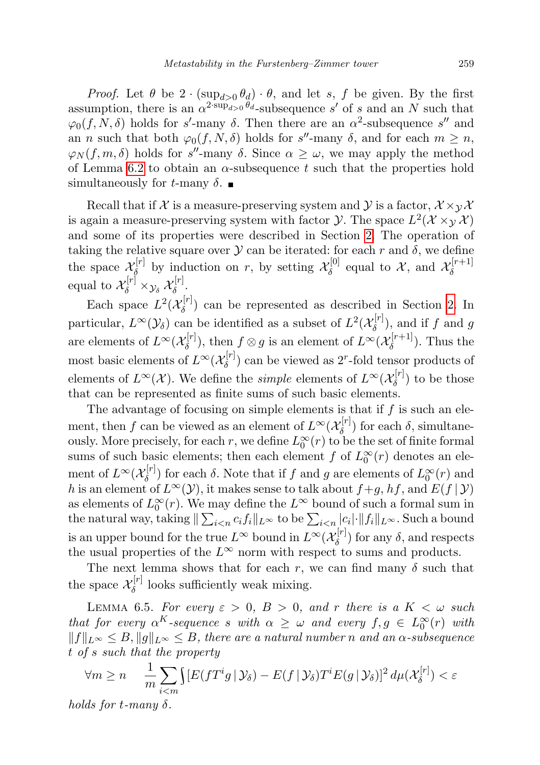*Proof.* Let $\theta$ be $2 \cdot (\sup_{d>0} \theta_d) \cdot \theta$, and let $s$, $f$ be given. By the first assumption, there is an $\alpha^{2 \cdot \sup_{d>0} \theta_d}$-subsequence $s'$ of $s$ and an $N$ such that $\varphi_0(f, N, \delta)$ holds for $s'$-many $\delta$. Then there are an $\alpha^2$-subsequence $s''$ and an $n$ such that both $\varphi_0(f, N, \delta)$ holds for $s''$-many $\delta$, and for each $m \geq n$, $\varphi_N(f, m, \delta)$ holds for $s''$-many $\delta$. Since $\alpha \geq \omega$, we may apply the method of Lemma 6.2 to obtain an $\alpha$-subsequence $t$ such that the properties hold simultaneously for $t$-many $\delta$. ∎

Recall that if $\mathcal{X}$ is a measure-preserving system and $\mathcal{Y}$ is a factor, $\mathcal{X} \times_{\mathcal{Y}} \mathcal{X}$ is again a measure-preserving system with factor $\mathcal{Y}$. The space $L^2(\mathcal{X} \times_{\mathcal{Y}} \mathcal{X})$ and some of its properties were described in Section 2. The operation of taking the relative square over $\mathcal{Y}$ can be iterated: for each $r$ and $\delta$, we define the space $\mathcal{X}_\delta^{[r]}$ by induction on $r$, by setting $\mathcal{X}_\delta^{[0]}$ equal to $\mathcal{X}$, and $\mathcal{X}_\delta^{[r+1]}$ equal to $\mathcal{X}_\delta^{[r]} \times_{\mathcal{Y}_\delta} \mathcal{X}_\delta^{[r]}$.

Each space $L^2(\mathcal{X}_\delta^{[r]})$ can be represented as described in Section 2. In particular, $L^\infty(\mathcal{Y}_\delta)$ can be identified as a subset of $L^2(\mathcal{X}_\delta^{[r]})$, and if $f$ and $g$ are elements of $L^\infty(\mathcal{X}_\delta^{[r]})$, then $f \otimes g$ is an element of $L^\infty(\mathcal{X}_\delta^{[r+1]})$. Thus the most basic elements of $L^\infty(\mathcal{X}_\delta^{[r]})$ can be viewed as $2^r$-fold tensor products of elements of $L^\infty(\mathcal{X})$. We define the *simple* elements of $L^\infty(\mathcal{X}_\delta^{[r]})$ to be those that can be represented as finite sums of such basic elements.

The advantage of focusing on simple elements is that if $f$ is such an element, then $f$ can be viewed as an element of $L^\infty(\mathcal{X}_\delta^{[r]})$ for each $\delta$, simultaneously. More precisely, for each $r$, we define $L_0^\infty(r)$ to be the set of finite formal sums of such basic elements; then each element $f$ of $L_0^\infty(r)$ denotes an element of $L^\infty(\mathcal{X}_\delta^{[r]})$ for each $\delta$. Note that if $f$ and $g$ are elements of $L_0^\infty(r)$ and $h$ is an element of $L^\infty(\mathcal{Y})$, it makes sense to talk about $f+g$, $hf$, and $E(f \mid \mathcal{Y})$ as elements of $L_0^\infty(r)$. We may define the $L^\infty$ bound of such a formal sum in the natural way, taking $\| \sum_{i<n} c_i f_i \|_{L^\infty}$ to be $\sum_{i<n} |c_i| \cdot \|f_i\|_{L^\infty}$. Such a bound is an upper bound for the true $L^\infty$ bound in $L^\infty(\mathcal{X}_\delta^{[r]})$ for any $\delta$, and respects the usual properties of the $L^\infty$ norm with respect to sums and products.

The next lemma shows that for each $r$, we can find many $\delta$ such that the space $\mathcal{X}_\delta^{[r]}$ looks sufficiently weak mixing.

Lemma 6.5. *For every $\varepsilon > 0$, $B > 0$, and $r$ there is a $K < \omega$ such that for every $\alpha^K$-sequence $s$ with $\alpha \geq \omega$ and every $f, g \in L_0^\infty(r)$ with $\|f\|_{L^\infty} \leq B$, $\|g\|_{L^\infty} \leq B$, there are a natural number $n$ and an $\alpha$-subsequence $t$ of $s$ such that the property*

$$\forall m \geq n \quad \frac{1}{m} \sum_{i<m} \int [E(fT^i g \mid \mathcal{Y}_\delta) - E(f \mid \mathcal{Y}_\delta) T^i E(g \mid \mathcal{Y}_\delta)]^2 \, d\mu(\mathcal{X}_\delta^{[r]}) < \varepsilon$$

*holds for $t$-many $\delta$.*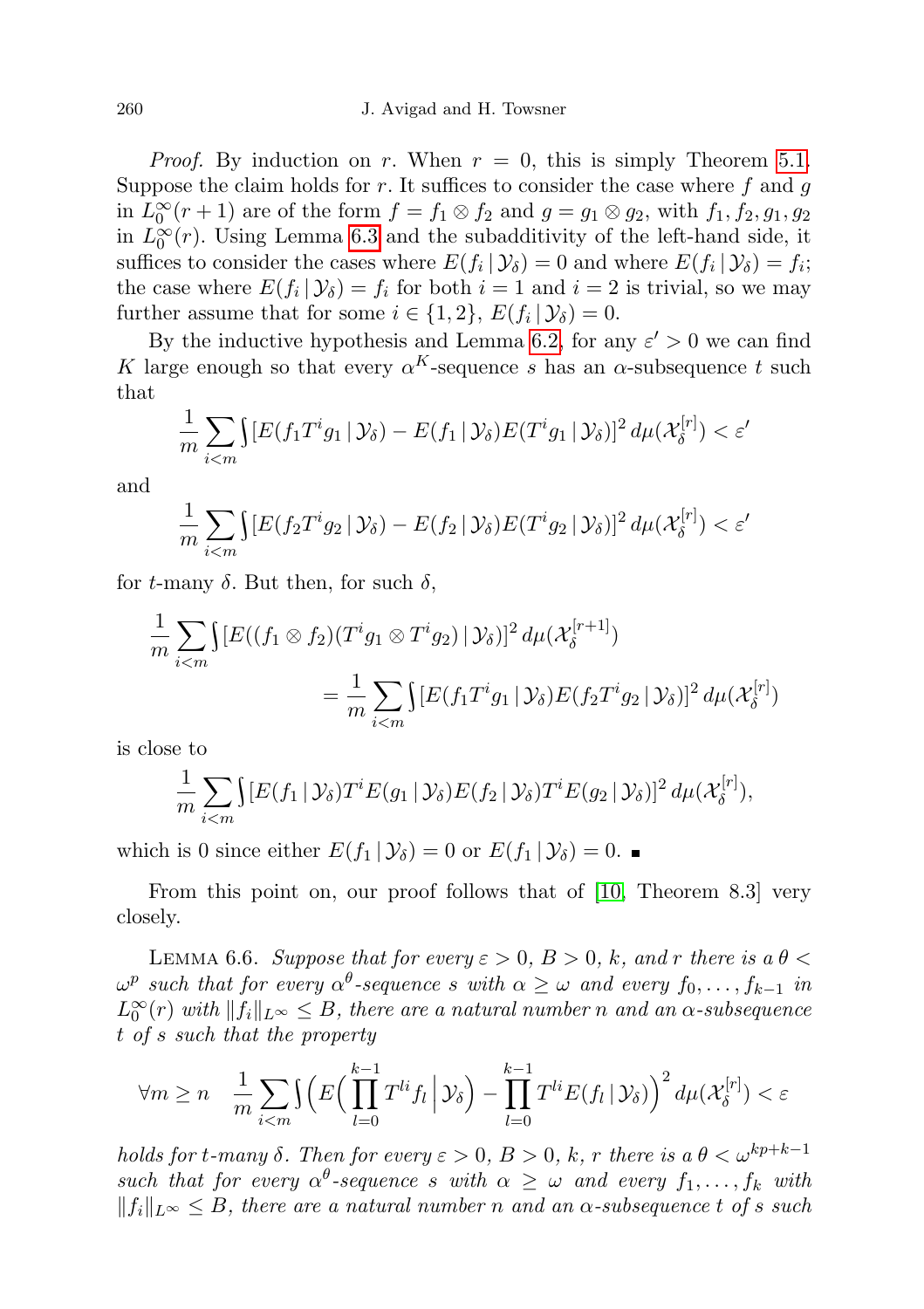*Proof.* By induction on $r$. When $r = 0$, this is simply Theorem 5.1. Suppose the claim holds for $r$. It suffices to consider the case where $f$ and $g$ in $L_0^\infty(r+1)$ are of the form $f = f_1 \otimes f_2$ and $g = g_1 \otimes g_2$, with $f_1, f_2, g_1, g_2$ in $L_0^\infty(r)$. Using Lemma 6.3 and the subadditivity of the left-hand side, it suffices to consider the cases where $E(f_i \,|\, \mathcal{Y}_\delta) = 0$ and where $E(f_i \,|\, \mathcal{Y}_\delta) = f_i$; the case where $E(f_i \,|\, \mathcal{Y}_\delta) = f_i$ for both $i = 1$ and $i = 2$ is trivial, so we may further assume that for some $i \in \{1, 2\}$, $E(f_i \,|\, \mathcal{Y}_\delta) = 0$.

By the inductive hypothesis and Lemma 6.2, for any $\varepsilon' > 0$ we can find $K$ large enough so that every $\alpha^K$-sequence $s$ has an $\alpha$-subsequence $t$ such that

$$\frac{1}{m}\sum_{i<m}\int [E(f_1 T^i g_1 \,|\, \mathcal{Y}_\delta) - E(f_1 \,|\, \mathcal{Y}_\delta)E(T^i g_1 \,|\, \mathcal{Y}_\delta)]^2 \, d\mu(\mathcal{X}_\delta^{[r]}) < \varepsilon'$$

and

$$\frac{1}{m}\sum_{i<m}\int [E(f_2 T^i g_2 \,|\, \mathcal{Y}_\delta) - E(f_2 \,|\, \mathcal{Y}_\delta)E(T^i g_2 \,|\, \mathcal{Y}_\delta)]^2 \, d\mu(\mathcal{X}_\delta^{[r]}) < \varepsilon'$$

for $t$-many $\delta$. But then, for such $\delta$,

$$\begin{aligned}\frac{1}{m}\sum_{i<m}\int &[E((f_1 \otimes f_2)(T^i g_1 \otimes T^i g_2) \,|\, \mathcal{Y}_\delta)]^2 \, d\mu(\mathcal{X}_\delta^{[r+1]}) \\ &= \frac{1}{m}\sum_{i<m}\int [E(f_1 T^i g_1 \,|\, \mathcal{Y}_\delta)E(f_2 T^i g_2 \,|\, \mathcal{Y}_\delta)]^2 \, d\mu(\mathcal{X}_\delta^{[r]})\end{aligned}$$

is close to

$$\frac{1}{m}\sum_{i<m}\int [E(f_1 \,|\, \mathcal{Y}_\delta)T^i E(g_1 \,|\, \mathcal{Y}_\delta)E(f_2 \,|\, \mathcal{Y}_\delta)T^i E(g_2 \,|\, \mathcal{Y}_\delta)]^2 \, d\mu(\mathcal{X}_\delta^{[r]}),$$

which is 0 since either $E(f_1 \,|\, \mathcal{Y}_\delta) = 0$ or $E(f_1 \,|\, \mathcal{Y}_\delta) = 0$. ∎

From this point on, our proof follows that of [10, Theorem 8.3] very closely.

LEMMA 6.6. *Suppose that for every $\varepsilon > 0$, $B > 0$, $k$, and $r$ there is a $\theta < \omega^p$ such that for every $\alpha^\theta$-sequence $s$ with $\alpha \geq \omega$ and every $f_0, \ldots, f_{k-1}$ in $L_0^\infty(r)$ with $\|f_i\|_{L^\infty} \leq B$, there are a natural number $n$ and an $\alpha$-subsequence $t$ of $s$ such that the property*

$$\forall m \geq n \quad \frac{1}{m}\sum_{i<m}\int \Big(E\Big(\prod_{l=0}^{k-1} T^{li} f_l \,\Big|\, \mathcal{Y}_\delta\Big) - \prod_{l=0}^{k-1} T^{li} E(f_l \,|\, \mathcal{Y}_\delta)\Big)^2 \, d\mu(\mathcal{X}_\delta^{[r]}) < \varepsilon$$

*holds for $t$-many $\delta$. Then for every $\varepsilon > 0$, $B > 0$, $k$, $r$ there is a $\theta < \omega^{kp+k-1}$ such that for every $\alpha^\theta$-sequence $s$ with $\alpha \geq \omega$ and every $f_1, \ldots, f_k$ with $\|f_i\|_{L^\infty} \leq B$, there are a natural number $n$ and an $\alpha$-subsequence $t$ of $s$ such*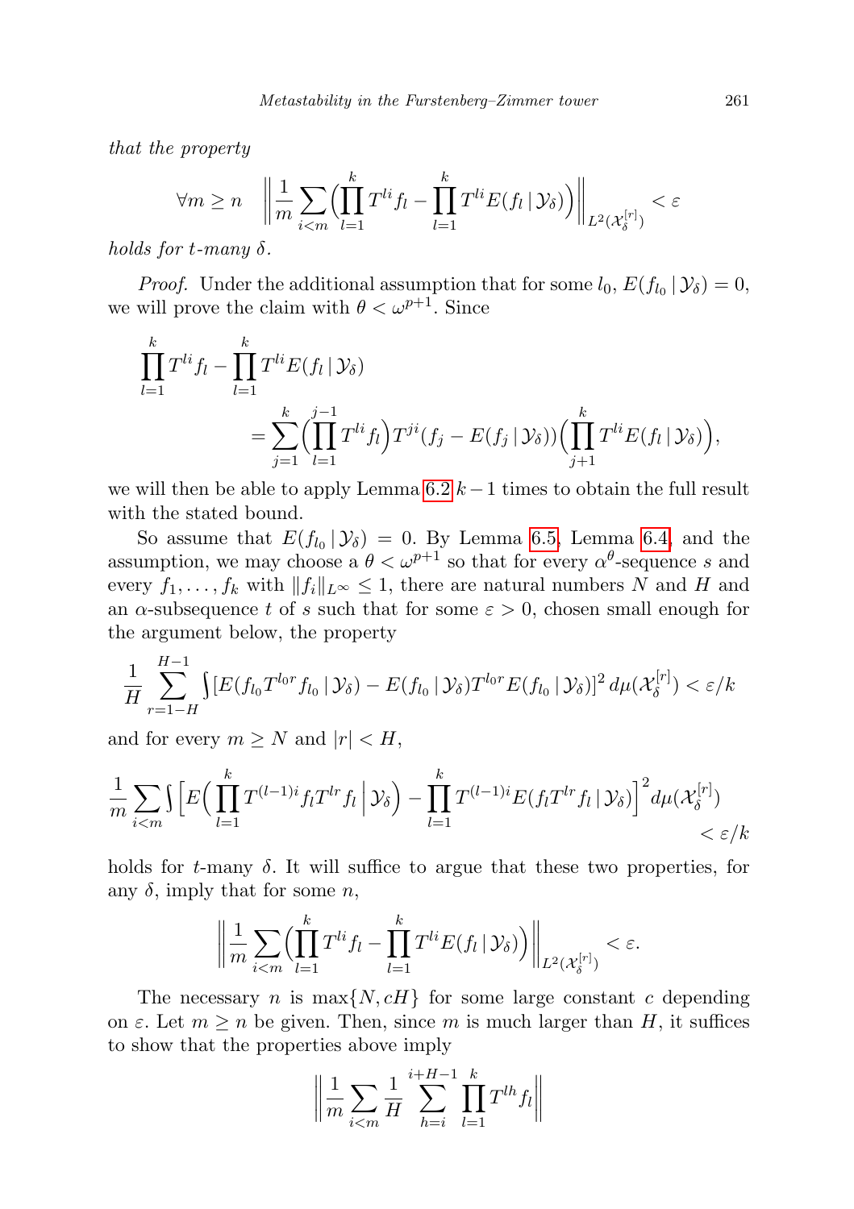*that the property*

$$\forall m \geq n \quad \Big\| \frac{1}{m} \sum_{i<m} \Big( \prod_{l=1}^{k} T^{li} f_l - \prod_{l=1}^{k} T^{li} E(f_l \,|\, \mathcal{Y}_\delta) \Big) \Big\|_{L^2(\mathcal{X}_\delta^{[r]})} < \varepsilon$$

*holds for $t$-many $\delta$.*

*Proof.* Under the additional assumption that for some $l_0$, $E(f_{l_0} \,|\, \mathcal{Y}_\delta) = 0$, we will prove the claim with $\theta < \omega^{p+1}$. Since

$$\prod_{l=1}^{k} T^{li} f_l - \prod_{l=1}^{k} T^{li} E(f_l \,|\, \mathcal{Y}_\delta) = \sum_{j=1}^{k} \Big( \prod_{l=1}^{j-1} T^{li} f_l \Big) T^{ji} (f_j - E(f_j \,|\, \mathcal{Y}_\delta)) \Big( \prod_{j+1}^{k} T^{li} E(f_l \,|\, \mathcal{Y}_\delta) \Big),$$

we will then be able to apply Lemma 6.2 $k-1$ times to obtain the full result with the stated bound.

So assume that $E(f_{l_0} \,|\, \mathcal{Y}_\delta) = 0$. By Lemma 6.5, Lemma 6.4, and the assumption, we may choose a $\theta < \omega^{p+1}$ so that for every $\alpha^\theta$-sequence $s$ and every $f_1, \dots, f_k$ with $\|f_i\|_{L^\infty} \leq 1$, there are natural numbers $N$ and $H$ and an $\alpha$-subsequence $t$ of $s$ such that for some $\varepsilon > 0$, chosen small enough for the argument below, the property

$$\frac{1}{H} \sum_{r=1-H}^{H-1} \int [E(f_{l_0} T^{l_0 r} f_{l_0} \,|\, \mathcal{Y}_\delta) - E(f_{l_0} \,|\, \mathcal{Y}_\delta) T^{l_0 r} E(f_{l_0} \,|\, \mathcal{Y}_\delta)]^2 \, d\mu(\mathcal{X}_\delta^{[r]}) < \varepsilon / k$$

and for every $m \geq N$ and $|r| < H$,

$$\frac{1}{m} \sum_{i<m} \int \Big[ E\Big( \prod_{l=1}^{k} T^{(l-1)i} f_l T^{lr} f_l \,\Big|\, \mathcal{Y}_\delta \Big) - \prod_{l=1}^{k} T^{(l-1)i} E(f_l T^{lr} f_l \,|\, \mathcal{Y}_\delta) \Big]^2 d\mu(\mathcal{X}_\delta^{[r]}) < \varepsilon / k$$

holds for $t$-many $\delta$. It will suffice to argue that these two properties, for any $\delta$, imply that for some $n$,

$$\Big\| \frac{1}{m} \sum_{i<m} \Big( \prod_{l=1}^{k} T^{li} f_l - \prod_{l=1}^{k} T^{li} E(f_l \,|\, \mathcal{Y}_\delta) \Big) \Big\|_{L^2(\mathcal{X}_\delta^{[r]})} < \varepsilon.$$

The necessary $n$ is $\max\{N, cH\}$ for some large constant $c$ depending on $\varepsilon$. Let $m \geq n$ be given. Then, since $m$ is much larger than $H$, it suffices to show that the properties above imply

$$\Big\| \frac{1}{m} \sum_{i<m} \frac{1}{H} \sum_{h=i}^{i+H-1} \prod_{l=1}^{k} T^{lh} f_l \Big\|$$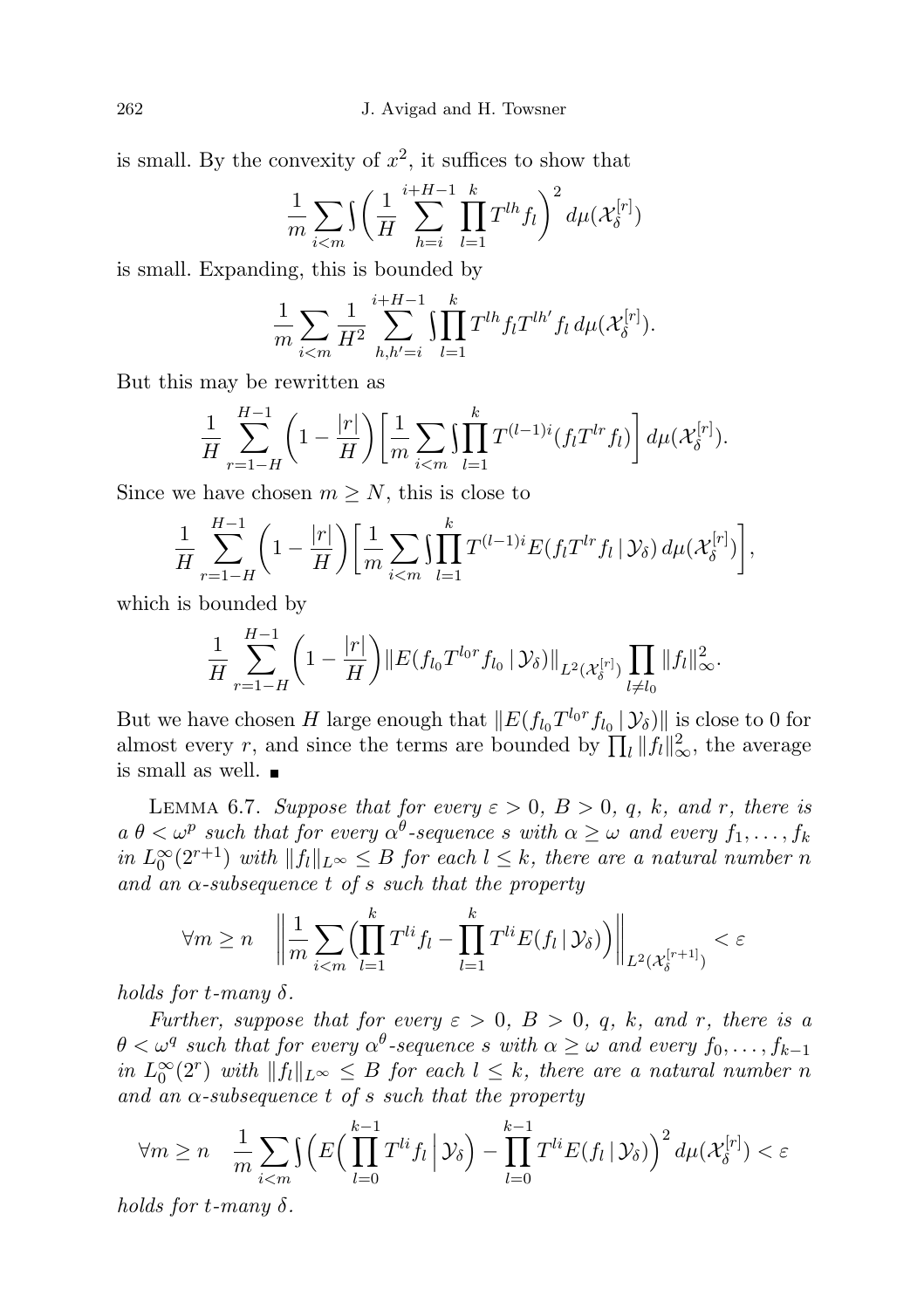is small. By the convexity of $x^2$, it suffices to show that

$$\frac{1}{m}\sum_{i<m}\int\bigg(\frac{1}{H}\sum_{h=i}^{i+H-1}\prod_{l=1}^{k}T^{lh}f_l\bigg)^2\,d\mu(\mathcal{X}_\delta^{[r]})$$

is small. Expanding, this is bounded by

$$\frac{1}{m}\sum_{i<m}\frac{1}{H^2}\sum_{h,h'=i}^{i+H-1}\int\prod_{l=1}^{k}T^{lh}f_lT^{lh'}f_l\,d\mu(\mathcal{X}_\delta^{[r]}).$$

But this may be rewritten as

$$\frac{1}{H}\sum_{r=1-H}^{H-1}\bigg(1-\frac{|r|}{H}\bigg)\bigg[\frac{1}{m}\sum_{i<m}\int\prod_{l=1}^{k}T^{(l-1)i}(f_lT^{lr}f_l)\bigg]\,d\mu(\mathcal{X}_\delta^{[r]}).$$

Since we have chosen $m\geq N$, this is close to

$$\frac{1}{H}\sum_{r=1-H}^{H-1}\bigg(1-\frac{|r|}{H}\bigg)\bigg[\frac{1}{m}\sum_{i<m}\int\prod_{l=1}^{k}T^{(l-1)i}E(f_lT^{lr}f_l\,|\,\mathcal{Y}_\delta)\,d\mu(\mathcal{X}_\delta^{[r]})\bigg],$$

which is bounded by

$$\frac{1}{H}\sum_{r=1-H}^{H-1}\bigg(1-\frac{|r|}{H}\bigg)\|E(f_{l_0}T^{l_0r}f_{l_0}\,|\,\mathcal{Y}_\delta)\|_{L^2(\mathcal{X}_\delta^{[r]})}\prod_{l\neq l_0}\|f_l\|_\infty^2.$$

But we have chosen $H$ large enough that $\|E(f_{l_0}T^{l_0r}f_{l_0}\,|\,\mathcal{Y}_\delta)\|$ is close to 0 for almost every $r$, and since the terms are bounded by $\prod_l\|f_l\|_\infty^2$, the average is small as well. ∎

LEMMA 6.7. *Suppose that for every $\varepsilon>0$, $B>0$, $q$, $k$, and $r$, there is a $\theta<\omega^p$ such that for every $\alpha^\theta$-sequence $s$ with $\alpha\geq\omega$ and every $f_1,\ldots,f_k$ in $L_0^\infty(2^{r+1})$ with $\|f_l\|_{L^\infty}\leq B$ for each $l\leq k$, there are a natural number $n$ and an $\alpha$-subsequence $t$ of $s$ such that the property*

$$\forall m\geq n\quad\bigg\|\frac{1}{m}\sum_{i<m}\Big(\prod_{l=1}^{k}T^{li}f_l-\prod_{l=1}^{k}T^{li}E(f_l\,|\,\mathcal{Y}_\delta)\Big)\bigg\|_{L^2(\mathcal{X}_\delta^{[r+1]})}<\varepsilon$$

*holds for $t$-many $\delta$.*

*Further, suppose that for every $\varepsilon>0$, $B>0$, $q$, $k$, and $r$, there is a $\theta<\omega^q$ such that for every $\alpha^\theta$-sequence $s$ with $\alpha\geq\omega$ and every $f_0,\ldots,f_{k-1}$ in $L_0^\infty(2^r)$ with $\|f_l\|_{L^\infty}\leq B$ for each $l\leq k$, there are a natural number $n$ and an $\alpha$-subsequence $t$ of $s$ such that the property*

$$\forall m\geq n\quad\frac{1}{m}\sum_{i<m}\int\Big(E\Big(\prod_{l=0}^{k-1}T^{li}f_l\,\Big|\,\mathcal{Y}_\delta\Big)-\prod_{l=0}^{k-1}T^{li}E(f_l\,|\,\mathcal{Y}_\delta)\Big)^2\,d\mu(\mathcal{X}_\delta^{[r]})<\varepsilon$$

*holds for $t$-many $\delta$.*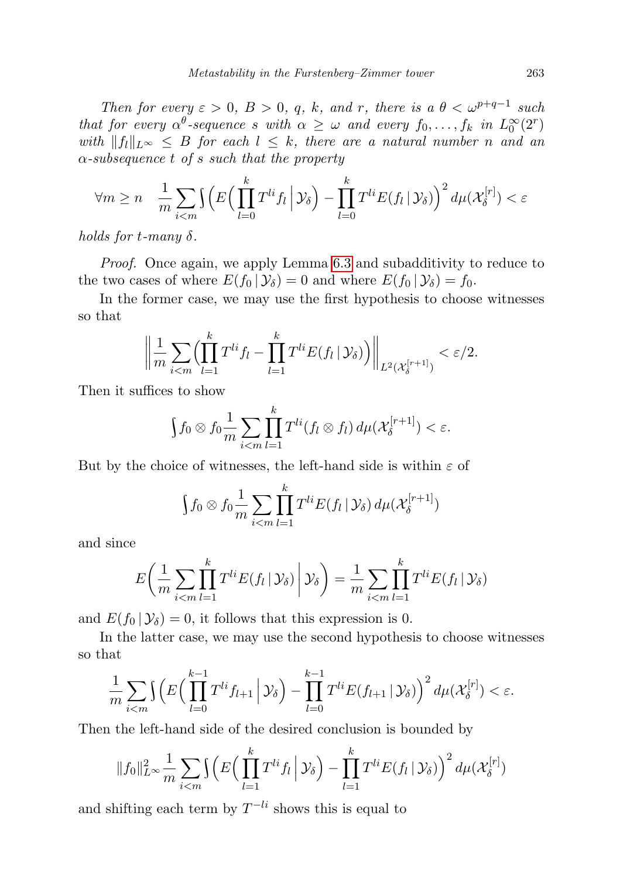*Then for every $\varepsilon > 0$, $B > 0$, $q$, $k$, and $r$, there is a $\theta < \omega^{p+q-1}$ such that for every $\alpha^\theta$-sequence $s$ with $\alpha \geq \omega$ and every $f_0, \ldots, f_k$ in $L_0^\infty(2^r)$ with $\|f_l\|_{L^\infty} \leq B$ for each $l \leq k$, there are a natural number $n$ and an $\alpha$-subsequence $t$ of $s$ such that the property*

$$\forall m \geq n \quad \frac{1}{m}\sum_{i<m}\int\Big(E\Big(\prod_{l=0}^{k} T^{li} f_l \,\Big|\, \mathcal{Y}_\delta\Big) - \prod_{l=0}^{k} T^{li} E(f_l \,|\, \mathcal{Y}_\delta)\Big)^2 \, d\mu(\mathcal{X}_\delta^{[r]}) < \varepsilon$$

*holds for $t$-many $\delta$.*

*Proof.* Once again, we apply Lemma 6.3 and subadditivity to reduce to the two cases of where $E(f_0 \,|\, \mathcal{Y}_\delta) = 0$ and where $E(f_0 \,|\, \mathcal{Y}_\delta) = f_0$.

In the former case, we may use the first hypothesis to choose witnesses so that

$$\bigg\|\frac{1}{m}\sum_{i<m}\Big(\prod_{l=1}^{k} T^{li} f_l - \prod_{l=1}^{k} T^{li} E(f_l \,|\, \mathcal{Y}_\delta)\Big)\bigg\|_{L^2(\mathcal{X}_\delta^{[r+1]})} < \varepsilon/2.$$

Then it suffices to show

$$\int f_0 \otimes f_0 \frac{1}{m}\sum_{i<m}\prod_{l=1}^{k} T^{li}(f_l \otimes f_l) \, d\mu(\mathcal{X}_\delta^{[r+1]}) < \varepsilon.$$

But by the choice of witnesses, the left-hand side is within $\varepsilon$ of

$$\int f_0 \otimes f_0 \frac{1}{m}\sum_{i<m}\prod_{l=1}^{k} T^{li} E(f_l \,|\, \mathcal{Y}_\delta) \, d\mu(\mathcal{X}_\delta^{[r+1]})$$

and since

$$E\bigg(\frac{1}{m}\sum_{i<m}\prod_{l=1}^{k} T^{li} E(f_l \,|\, \mathcal{Y}_\delta) \,\bigg|\, \mathcal{Y}_\delta\bigg) = \frac{1}{m}\sum_{i<m}\prod_{l=1}^{k} T^{li} E(f_l \,|\, \mathcal{Y}_\delta)$$

and $E(f_0 \,|\, \mathcal{Y}_\delta) = 0$, it follows that this expression is 0.

In the latter case, we may use the second hypothesis to choose witnesses so that

$$\frac{1}{m}\sum_{i<m}\int\Big(E\Big(\prod_{l=0}^{k-1} T^{li} f_{l+1} \,\Big|\, \mathcal{Y}_\delta\Big) - \prod_{l=0}^{k-1} T^{li} E(f_{l+1} \,|\, \mathcal{Y}_\delta)\Big)^2 \, d\mu(\mathcal{X}_\delta^{[r]}) < \varepsilon.$$

Then the left-hand side of the desired conclusion is bounded by

$$\|f_0\|_{L^\infty}^2 \frac{1}{m}\sum_{i<m}\int\Big(E\Big(\prod_{l=1}^{k} T^{li} f_l \,\Big|\, \mathcal{Y}_\delta\Big) - \prod_{l=1}^{k} T^{li} E(f_l \,|\, \mathcal{Y}_\delta)\Big)^2 \, d\mu(\mathcal{X}_\delta^{[r]})$$

and shifting each term by $T^{-li}$ shows this is equal to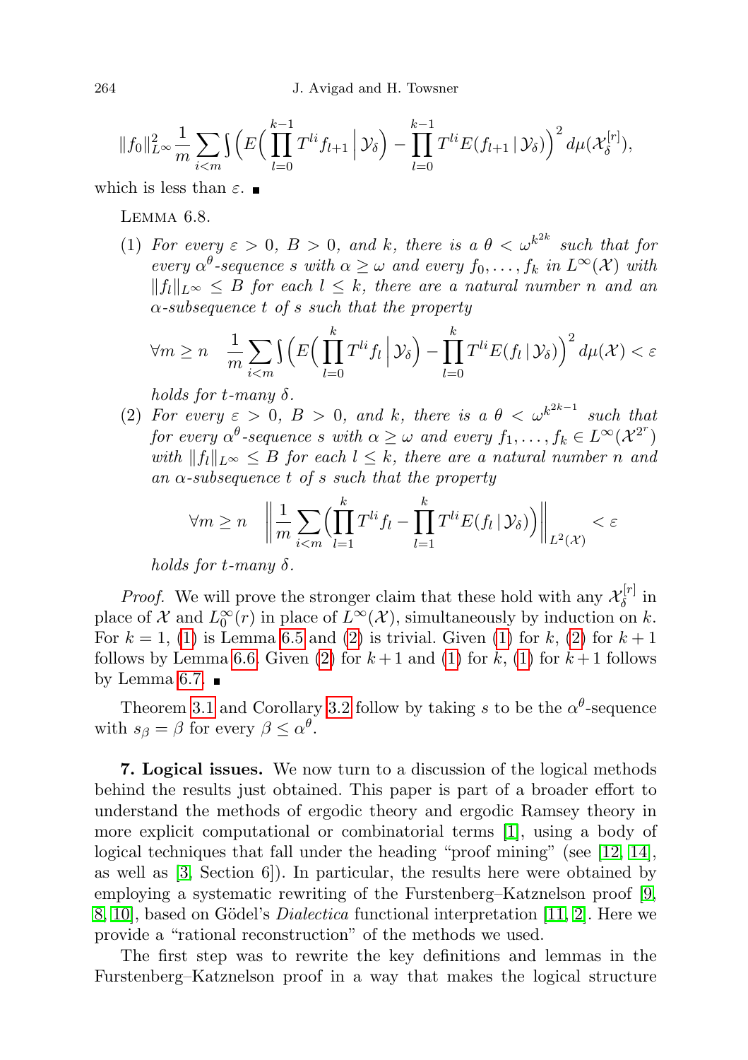$$\|f_0\|_{L^\infty}^2 \frac{1}{m}\sum_{i<m}\int \Big(E\Big(\prod_{l=0}^{k-1} T^{li} f_{l+1}\,\Big|\,\mathcal{Y}_\delta\Big) - \prod_{l=0}^{k-1} T^{li} E(f_{l+1}\,|\,\mathcal{Y}_\delta)\Big)^2 \, d\mu(\mathcal{X}_\delta^{[r]}),$$

which is less than $\varepsilon$. ■

LEMMA 6.8.

(1) *For every $\varepsilon > 0$, $B > 0$, and $k$, there is a $\theta < \omega^{k^{2k}}$ such that for every $\alpha^\theta$-sequence $s$ with $\alpha \geq \omega$ and every $f_0, \ldots, f_k$ in $L^\infty(\mathcal{X})$ with $\|f_l\|_{L^\infty} \leq B$ for each $l \leq k$, there are a natural number $n$ and an $\alpha$-subsequence $t$ of $s$ such that the property*

$$\forall m \geq n \quad \frac{1}{m}\sum_{i<m}\int \Big(E\Big(\prod_{l=0}^{k} T^{li} f_l\,\Big|\,\mathcal{Y}_\delta\Big) - \prod_{l=0}^{k} T^{li} E(f_l\,|\,\mathcal{Y}_\delta)\Big)^2 \, d\mu(\mathcal{X}) < \varepsilon$$

*holds for $t$-many $\delta$.*

(2) *For every $\varepsilon > 0$, $B > 0$, and $k$, there is a $\theta < \omega^{k^{2k-1}}$ such that for every $\alpha^\theta$-sequence $s$ with $\alpha \geq \omega$ and every $f_1, \ldots, f_k \in L^\infty(\mathcal{X}^{2^r})$ with $\|f_l\|_{L^\infty} \leq B$ for each $l \leq k$, there are a natural number $n$ and an $\alpha$-subsequence $t$ of $s$ such that the property*

$$\forall m \geq n \quad \Big\| \frac{1}{m}\sum_{i<m}\Big(\prod_{l=1}^{k} T^{li} f_l - \prod_{l=1}^{k} T^{li} E(f_l\,|\,\mathcal{Y}_\delta)\Big)\Big\|_{L^2(\mathcal{X})} < \varepsilon$$

*holds for $t$-many $\delta$.*

*Proof.* We will prove the stronger claim that these hold with any $\mathcal{X}_\delta^{[r]}$ in place of $\mathcal{X}$ and $L_0^\infty(r)$ in place of $L^\infty(\mathcal{X})$, simultaneously by induction on $k$. For $k = 1$, (1) is Lemma 6.5 and (2) is trivial. Given (1) for $k$, (2) for $k+1$ follows by Lemma 6.6. Given (2) for $k+1$ and (1) for $k$, (1) for $k+1$ follows by Lemma 6.7. ■

Theorem 3.1 and Corollary 3.2 follow by taking $s$ to be the $\alpha^\theta$-sequence with $s_\beta = \beta$ for every $\beta \leq \alpha^\theta$.

**7. Logical issues.** We now turn to a discussion of the logical methods behind the results just obtained. This paper is part of a broader effort to understand the methods of ergodic theory and ergodic Ramsey theory in more explicit computational or combinatorial terms [1], using a body of logical techniques that fall under the heading "proof mining" (see [12, 14], as well as [3, Section 6]). In particular, the results here were obtained by employing a systematic rewriting of the Furstenberg–Katznelson proof [9, 8, 10], based on Gödel's *Dialectica* functional interpretation [11, 2]. Here we provide a "rational reconstruction" of the methods we used.

The first step was to rewrite the key definitions and lemmas in the Furstenberg–Katznelson proof in a way that makes the logical structure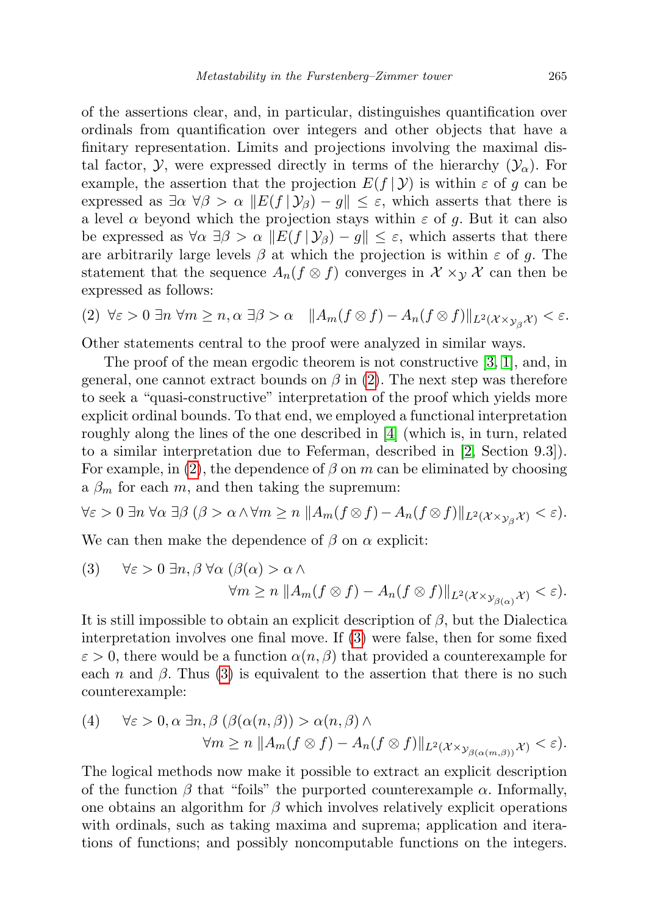of the assertions clear, and, in particular, distinguishes quantification over ordinals from quantification over integers and other objects that have a finitary representation. Limits and projections involving the maximal distal factor, $\mathcal{Y}$, were expressed directly in terms of the hierarchy $(\mathcal{Y}_\alpha)$. For example, the assertion that the projection $E(f \,|\, \mathcal{Y})$ is within $\varepsilon$ of $g$ can be expressed as $\exists \alpha \; \forall \beta > \alpha \; \|E(f \,|\, \mathcal{Y}_\beta) - g\| \leq \varepsilon$, which asserts that there is a level $\alpha$ beyond which the projection stays within $\varepsilon$ of $g$. But it can also be expressed as $\forall \alpha \; \exists \beta > \alpha \; \|E(f \,|\, \mathcal{Y}_\beta) - g\| \leq \varepsilon$, which asserts that there are arbitrarily large levels $\beta$ at which the projection is within $\varepsilon$ of $g$. The statement that the sequence $A_n(f \otimes f)$ converges in $\mathcal{X} \times_{\mathcal{Y}} \mathcal{X}$ can then be expressed as follows:

$$(2) \quad \forall \varepsilon > 0 \; \exists n \; \forall m \geq n, \alpha \; \exists \beta > \alpha \quad \|A_m(f \otimes f) - A_n(f \otimes f)\|_{L^2(\mathcal{X} \times_{\mathcal{Y}_\beta} \mathcal{X})} < \varepsilon.$$

Other statements central to the proof were analyzed in similar ways.

The proof of the mean ergodic theorem is not constructive [3, 1], and, in general, one cannot extract bounds on $\beta$ in (2). The next step was therefore to seek a "quasi-constructive" interpretation of the proof which yields more explicit ordinal bounds. To that end, we employed a functional interpretation roughly along the lines of the one described in [4] (which is, in turn, related to a similar interpretation due to Feferman, described in [2, Section 9.3]). For example, in (2), the dependence of $\beta$ on $m$ can be eliminated by choosing a $\beta_m$ for each $m$, and then taking the supremum:

$$\forall \varepsilon > 0 \; \exists n \; \forall \alpha \; \exists \beta \; (\beta > \alpha \wedge \forall m \geq n \; \|A_m(f \otimes f) - A_n(f \otimes f)\|_{L^2(\mathcal{X} \times_{\mathcal{Y}_\beta} \mathcal{X})} < \varepsilon).$$

We can then make the dependence of $\beta$ on $\alpha$ explicit:

$$(3) \quad \forall \varepsilon > 0 \; \exists n, \beta \; \forall \alpha \; (\beta(\alpha) > \alpha \wedge \\ \forall m \geq n \; \|A_m(f \otimes f) - A_n(f \otimes f)\|_{L^2(\mathcal{X} \times_{\mathcal{Y}_{\beta(\alpha)}} \mathcal{X})} < \varepsilon).$$

It is still impossible to obtain an explicit description of $\beta$, but the Dialectica interpretation involves one final move. If (3) were false, then for some fixed $\varepsilon > 0$, there would be a function $\alpha(n, \beta)$ that provided a counterexample for each $n$ and $\beta$. Thus (3) is equivalent to the assertion that there is no such counterexample:

$$(4) \quad \forall \varepsilon > 0, \alpha \; \exists n, \beta \; (\beta(\alpha(n, \beta)) > \alpha(n, \beta) \wedge \\ \forall m \geq n \; \|A_m(f \otimes f) - A_n(f \otimes f)\|_{L^2(\mathcal{X} \times_{\mathcal{Y}_{\beta(\alpha(m,\beta))}} \mathcal{X})} < \varepsilon).$$

The logical methods now make it possible to extract an explicit description of the function $\beta$ that "foils" the purported counterexample $\alpha$. Informally, one obtains an algorithm for $\beta$ which involves relatively explicit operations with ordinals, such as taking maxima and suprema; application and iterations of functions; and possibly noncomputable functions on the integers.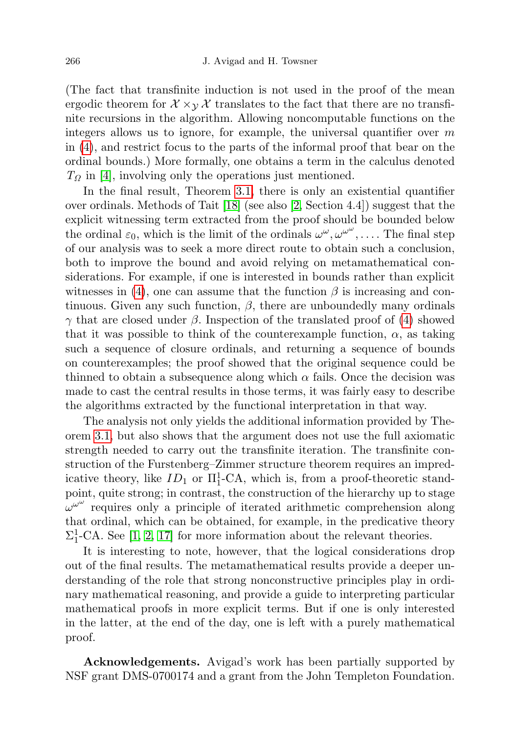(The fact that transfinite induction is not used in the proof of the mean ergodic theorem for $\mathcal{X} \times_{\mathcal{Y}} \mathcal{X}$ translates to the fact that there are no transfinite recursions in the algorithm. Allowing noncomputable functions on the integers allows us to ignore, for example, the universal quantifier over $m$ in (4), and restrict focus to the parts of the informal proof that bear on the ordinal bounds.) More formally, one obtains a term in the calculus denoted $T_\Omega$ in [4], involving only the operations just mentioned.

In the final result, Theorem 3.1, there is only an existential quantifier over ordinals. Methods of Tait [18] (see also [2, Section 4.4]) suggest that the explicit witnessing term extracted from the proof should be bounded below the ordinal $\varepsilon_0$, which is the limit of the ordinals $\omega^\omega, \omega^{\omega^\omega}, \ldots$. The final step of our analysis was to seek a more direct route to obtain such a conclusion, both to improve the bound and avoid relying on metamathematical considerations. For example, if one is interested in bounds rather than explicit witnesses in (4), one can assume that the function $\beta$ is increasing and continuous. Given any such function, $\beta$, there are unboundedly many ordinals $\gamma$ that are closed under $\beta$. Inspection of the translated proof of (4) showed that it was possible to think of the counterexample function, $\alpha$, as taking such a sequence of closure ordinals, and returning a sequence of bounds on counterexamples; the proof showed that the original sequence could be thinned to obtain a subsequence along which $\alpha$ fails. Once the decision was made to cast the central results in those terms, it was fairly easy to describe the algorithms extracted by the functional interpretation in that way.

The analysis not only yields the additional information provided by Theorem 3.1, but also shows that the argument does not use the full axiomatic strength needed to carry out the transfinite iteration. The transfinite construction of the Furstenberg–Zimmer structure theorem requires an impredicative theory, like $ID_1$ or $\Pi^1_1$-CA, which is, from a proof-theoretic standpoint, quite strong; in contrast, the construction of the hierarchy up to stage $\omega^{\omega^\omega}$ requires only a principle of iterated arithmetic comprehension along that ordinal, which can be obtained, for example, in the predicative theory $\Sigma^1_1$-CA. See [1, 2, 17] for more information about the relevant theories.

It is interesting to note, however, that the logical considerations drop out of the final results. The metamathematical results provide a deeper understanding of the role that strong nonconstructive principles play in ordinary mathematical reasoning, and provide a guide to interpreting particular mathematical proofs in more explicit terms. But if one is only interested in the latter, at the end of the day, one is left with a purely mathematical proof.

**Acknowledgements.** Avigad's work has been partially supported by NSF grant DMS-0700174 and a grant from the John Templeton Foundation.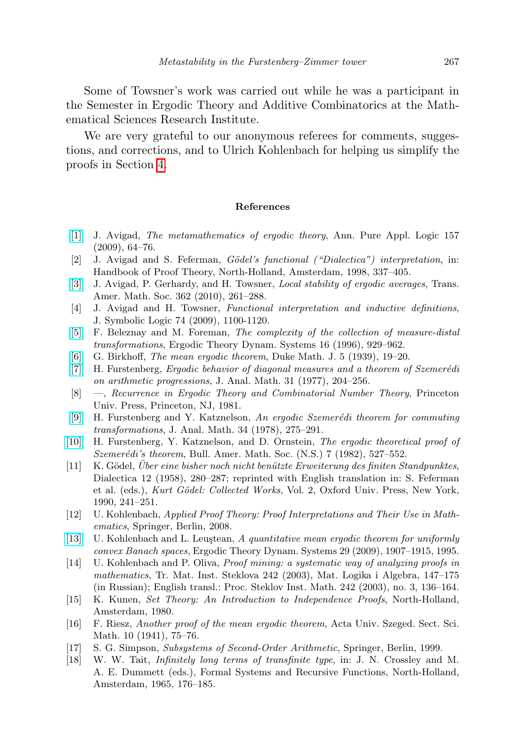Some of Towsner's work was carried out while he was a participant in the Semester in Ergodic Theory and Additive Combinatorics at the Mathematical Sciences Research Institute.

We are very grateful to our anonymous referees for comments, suggestions, and corrections, and to Ulrich Kohlenbach for helping us simplify the proofs in Section 4.

## References

[1] J. Avigad, *The metamathematics of ergodic theory*, Ann. Pure Appl. Logic 157 (2009), 64–76.

[2] J. Avigad and S. Feferman, *Gödel's functional ("Dialectica") interpretation*, in: Handbook of Proof Theory, North-Holland, Amsterdam, 1998, 337–405.

[3] J. Avigad, P. Gerhardy, and H. Towsner, *Local stability of ergodic averages*, Trans. Amer. Math. Soc. 362 (2010), 261–288.

[4] J. Avigad and H. Towsner, *Functional interpretation and inductive definitions*, J. Symbolic Logic 74 (2009), 1100-1120.

[5] F. Beleznay and M. Foreman, *The complexity of the collection of measure-distal transformations*, Ergodic Theory Dynam. Systems 16 (1996), 929–962.

[6] G. Birkhoff, *The mean ergodic theorem*, Duke Math. J. 5 (1939), 19–20.

[7] H. Furstenberg, *Ergodic behavior of diagonal measures and a theorem of Szemerédi on arithmetic progressions*, J. Anal. Math. 31 (1977), 204–256.

[8] —, *Recurrence in Ergodic Theory and Combinatorial Number Theory*, Princeton Univ. Press, Princeton, NJ, 1981.

[9] H. Furstenberg and Y. Katznelson, *An ergodic Szemerédi theorem for commuting transformations*, J. Anal. Math. 34 (1978), 275–291.

[10] H. Furstenberg, Y. Katznelson, and D. Ornstein, *The ergodic theoretical proof of Szemerédi's theorem*, Bull. Amer. Math. Soc. (N.S.) 7 (1982), 527–552.

[11] K. Gödel, *Über eine bisher noch nicht benützte Erweiterung des finiten Standpunktes*, Dialectica 12 (1958), 280–287; reprinted with English translation in: S. Feferman et al. (eds.), *Kurt Gödel: Collected Works*, Vol. 2, Oxford Univ. Press, New York, 1990, 241–251.

[12] U. Kohlenbach, *Applied Proof Theory: Proof Interpretations and Their Use in Mathematics*, Springer, Berlin, 2008.

[13] U. Kohlenbach and L. Leuştean, *A quantitative mean ergodic theorem for uniformly convex Banach spaces*, Ergodic Theory Dynam. Systems 29 (2009), 1907–1915, 1995.

[14] U. Kohlenbach and P. Oliva, *Proof mining: a systematic way of analyzing proofs in mathematics*, Tr. Mat. Inst. Steklova 242 (2003), Mat. Logika i Algebra, 147–175 (in Russian); English transl.: Proc. Steklov Inst. Math. 242 (2003), no. 3, 136–164.

[15] K. Kunen, *Set Theory: An Introduction to Independence Proofs*, North-Holland, Amsterdam, 1980.

[16] F. Riesz, *Another proof of the mean ergodic theorem*, Acta Univ. Szeged. Sect. Sci. Math. 10 (1941), 75–76.

[17] S. G. Simpson, *Subsystems of Second-Order Arithmetic*, Springer, Berlin, 1999.

[18] W. W. Tait, *Infinitely long terms of transfinite type*, in: J. N. Crossley and M. A. E. Dummett (eds.), Formal Systems and Recursive Functions, North-Holland, Amsterdam, 1965, 176–185.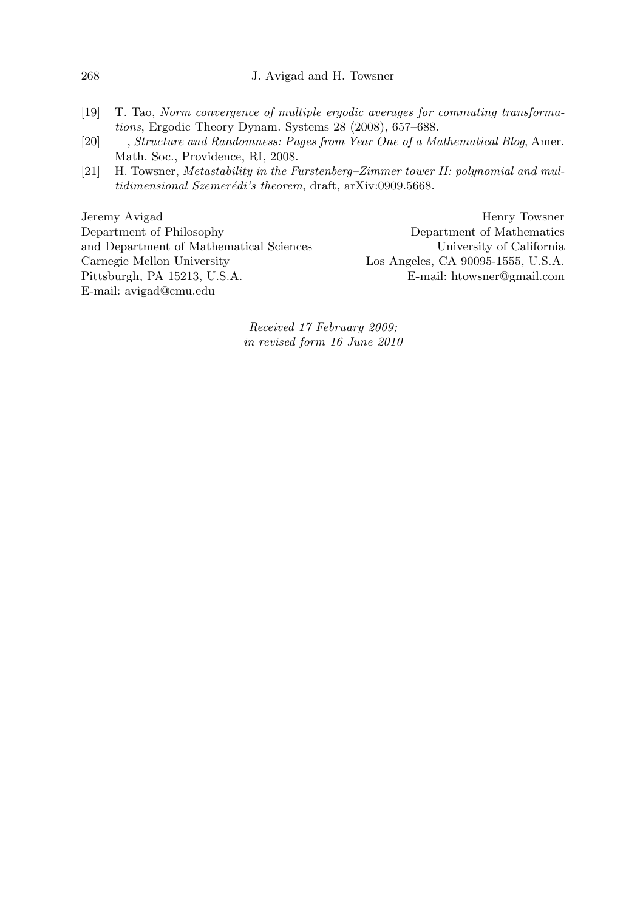[19] T. Tao, *Norm convergence of multiple ergodic averages for commuting transformations*, Ergodic Theory Dynam. Systems 28 (2008), 657–688.

[20] —, *Structure and Randomness: Pages from Year One of a Mathematical Blog*, Amer. Math. Soc., Providence, RI, 2008.

[21] H. Towsner, *Metastability in the Furstenberg–Zimmer tower II: polynomial and multidimensional Szemerédi's theorem*, draft, arXiv:0909.5668.

Jeremy Avigad
Department of Philosophy
and Department of Mathematical Sciences
Carnegie Mellon University
Pittsburgh, PA 15213, U.S.A.
E-mail: avigad@cmu.edu

Henry Towsner
Department of Mathematics
University of California
Los Angeles, CA 90095-1555, U.S.A.
E-mail: htowsner@gmail.com

*Received 17 February 2009;*
*in revised form 16 June 2010*